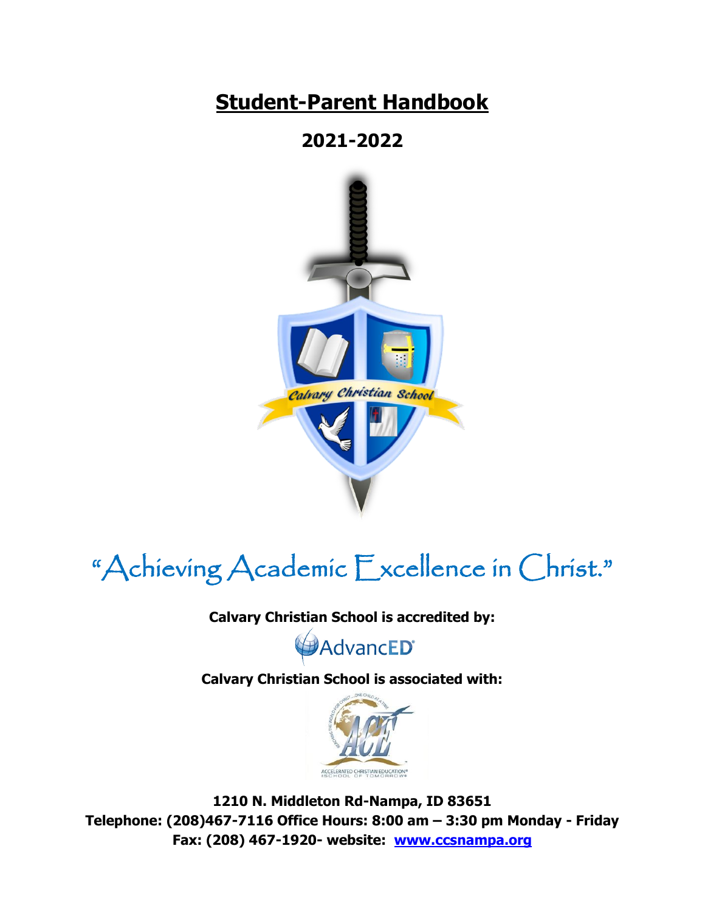# Student-Parent Handbook

## 2021-2022

"Achieving Academic Excellence in Christ."

**Calvary Christian School is accredited by:**

AdvancED

**Calvary Christian School is associated with:**

**1210 N. Middleton Rd-Nampa, ID 83651**
**Telephone: (208)467-7116 Office Hours: 8:00 am – 3:30 pm Monday - Friday**
**Fax: (208) 467-1920- website: [www.ccsnampa.org](http://www.ccsnampa.org)**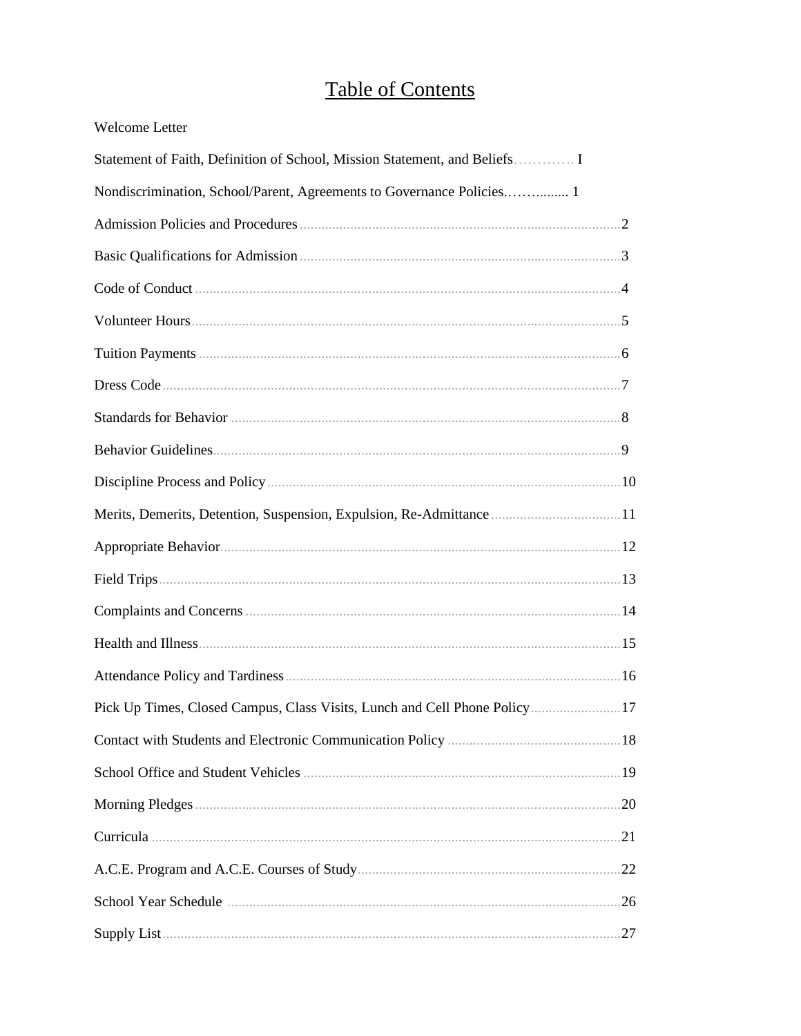# Table of Contents

Welcome Letter

Statement of Faith, Definition of School, Mission Statement, and Beliefs………… I

Nondiscrimination, School/Parent, Agreements to Governance Policies.…….......... 1

Admission Policies and Procedures ........................................ 2

Basic Qualifications for Admission ........................................ 3

Code of Conduct ........................................ 4

Volunteer Hours ........................................ 5

Tuition Payments ........................................ 6

Dress Code ........................................ 7

Standards for Behavior ........................................ 8

Behavior Guidelines ........................................ 9

Discipline Process and Policy ........................................ 10

Merits, Demerits, Detention, Suspension, Expulsion, Re-Admittance ........................................ 11

Appropriate Behavior ........................................ 12

Field Trips ........................................ 13

Complaints and Concerns ........................................ 14

Health and Illness ........................................ 15

Attendance Policy and Tardiness ........................................ 16

Pick Up Times, Closed Campus, Class Visits, Lunch and Cell Phone Policy ........................................ 17

Contact with Students and Electronic Communication Policy ........................................ 18

School Office and Student Vehicles ........................................ 19

Morning Pledges ........................................ 20

Curricula ........................................ 21

A.C.E. Program and A.C.E. Courses of Study ........................................ 22

School Year Schedule ........................................ 26

Supply List ........................................ 27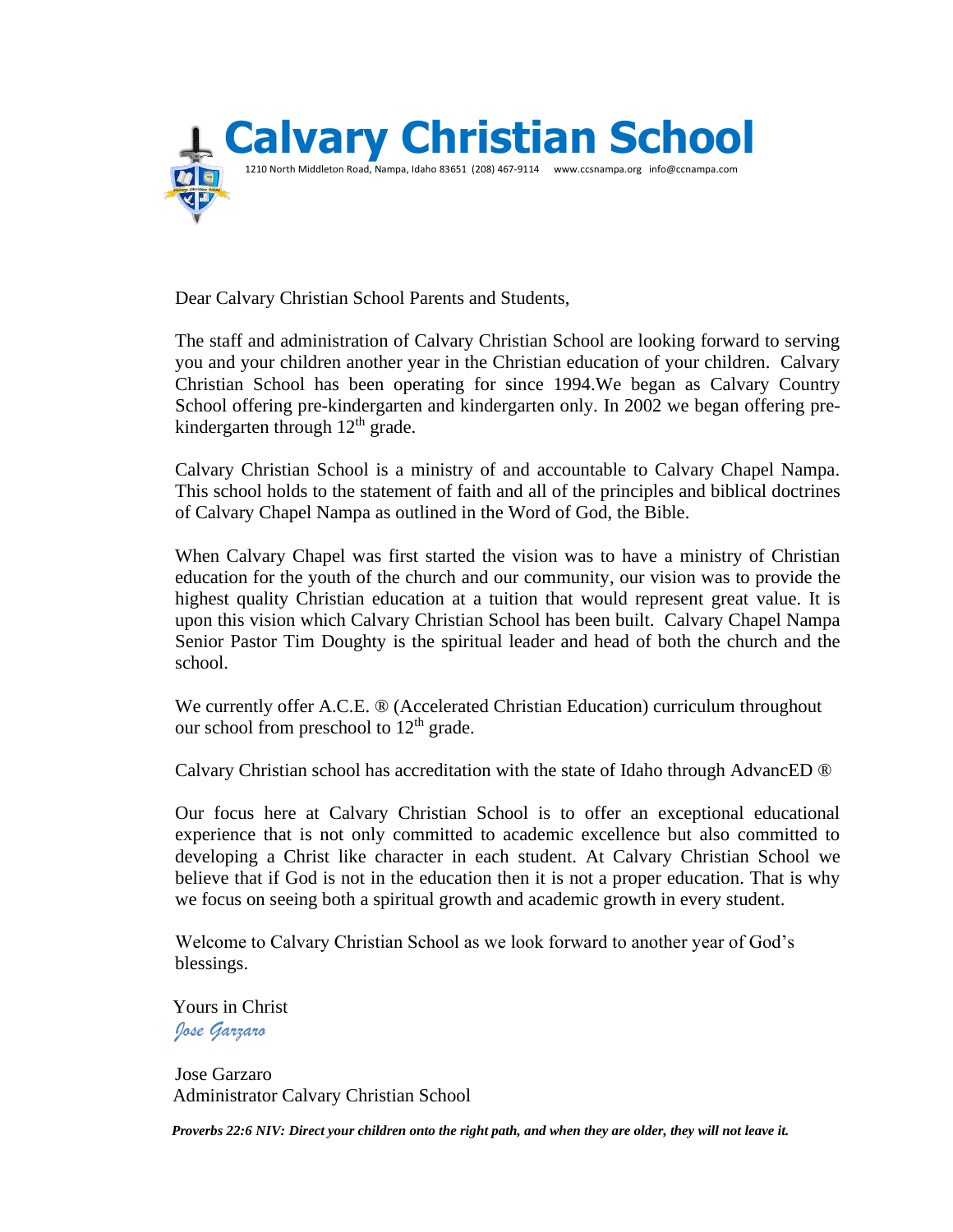# Calvary Christian School

1210 North Middleton Road, Nampa, Idaho 83651 (208) 467-9114 www.ccsnampa.org info@ccnampa.com

Dear Calvary Christian School Parents and Students,

The staff and administration of Calvary Christian School are looking forward to serving you and your children another year in the Christian education of your children. Calvary Christian School has been operating for since 1994.We began as Calvary Country School offering pre-kindergarten and kindergarten only. In 2002 we began offering pre-kindergarten through 12th grade.

Calvary Christian School is a ministry of and accountable to Calvary Chapel Nampa. This school holds to the statement of faith and all of the principles and biblical doctrines of Calvary Chapel Nampa as outlined in the Word of God, the Bible.

When Calvary Chapel was first started the vision was to have a ministry of Christian education for the youth of the church and our community, our vision was to provide the highest quality Christian education at a tuition that would represent great value. It is upon this vision which Calvary Christian School has been built. Calvary Chapel Nampa Senior Pastor Tim Doughty is the spiritual leader and head of both the church and the school.

We currently offer A.C.E. ® (Accelerated Christian Education) curriculum throughout our school from preschool to 12th grade.

Calvary Christian school has accreditation with the state of Idaho through AdvancED ®

Our focus here at Calvary Christian School is to offer an exceptional educational experience that is not only committed to academic excellence but also committed to developing a Christ like character in each student. At Calvary Christian School we believe that if God is not in the education then it is not a proper education. That is why we focus on seeing both a spiritual growth and academic growth in every student.

Welcome to Calvary Christian School as we look forward to another year of God's blessings.

Yours in Christ
*Jose Garzaro*

Jose Garzaro
Administrator Calvary Christian School

***Proverbs 22:6 NIV: Direct your children onto the right path, and when they are older, they will not leave it.***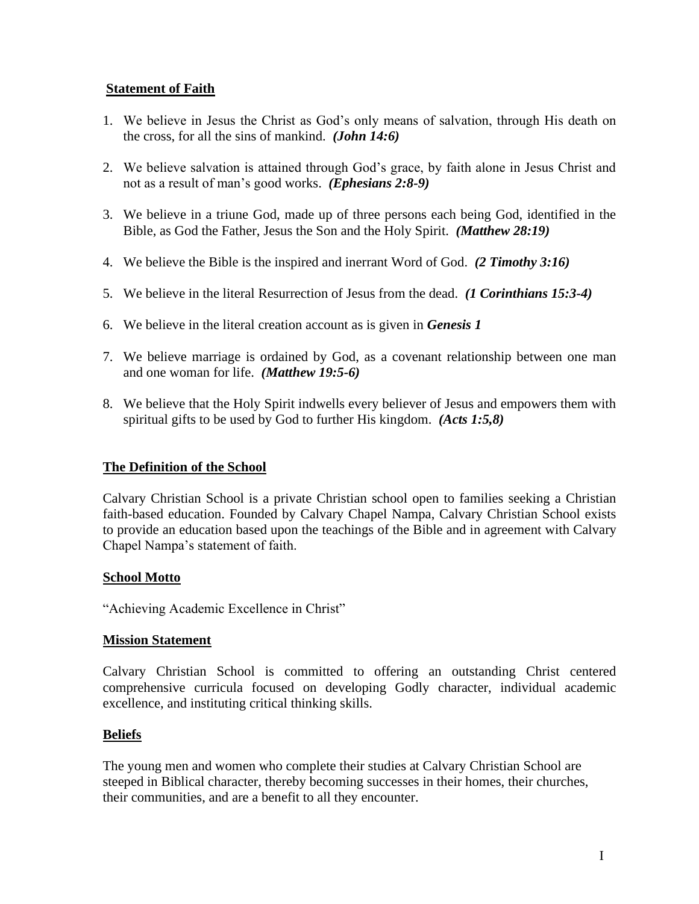## Statement of Faith

1. We believe in Jesus the Christ as God's only means of salvation, through His death on the cross, for all the sins of mankind. ***(John 14:6)***

2. We believe salvation is attained through God's grace, by faith alone in Jesus Christ and not as a result of man's good works. ***(Ephesians 2:8-9)***

3. We believe in a triune God, made up of three persons each being God, identified in the Bible, as God the Father, Jesus the Son and the Holy Spirit. ***(Matthew 28:19)***

4. We believe the Bible is the inspired and inerrant Word of God. ***(2 Timothy 3:16)***

5. We believe in the literal Resurrection of Jesus from the dead. ***(1 Corinthians 15:3-4)***

6. We believe in the literal creation account as is given in ***Genesis 1***

7. We believe marriage is ordained by God, as a covenant relationship between one man and one woman for life. ***(Matthew 19:5-6)***

8. We believe that the Holy Spirit indwells every believer of Jesus and empowers them with spiritual gifts to be used by God to further His kingdom. ***(Acts 1:5,8)***

## The Definition of the School

Calvary Christian School is a private Christian school open to families seeking a Christian faith-based education. Founded by Calvary Chapel Nampa, Calvary Christian School exists to provide an education based upon the teachings of the Bible and in agreement with Calvary Chapel Nampa's statement of faith.

## School Motto

"Achieving Academic Excellence in Christ"

## Mission Statement

Calvary Christian School is committed to offering an outstanding Christ centered comprehensive curricula focused on developing Godly character, individual academic excellence, and instituting critical thinking skills.

## Beliefs

The young men and women who complete their studies at Calvary Christian School are steeped in Biblical character, thereby becoming successes in their homes, their churches, their communities, and are a benefit to all they encounter.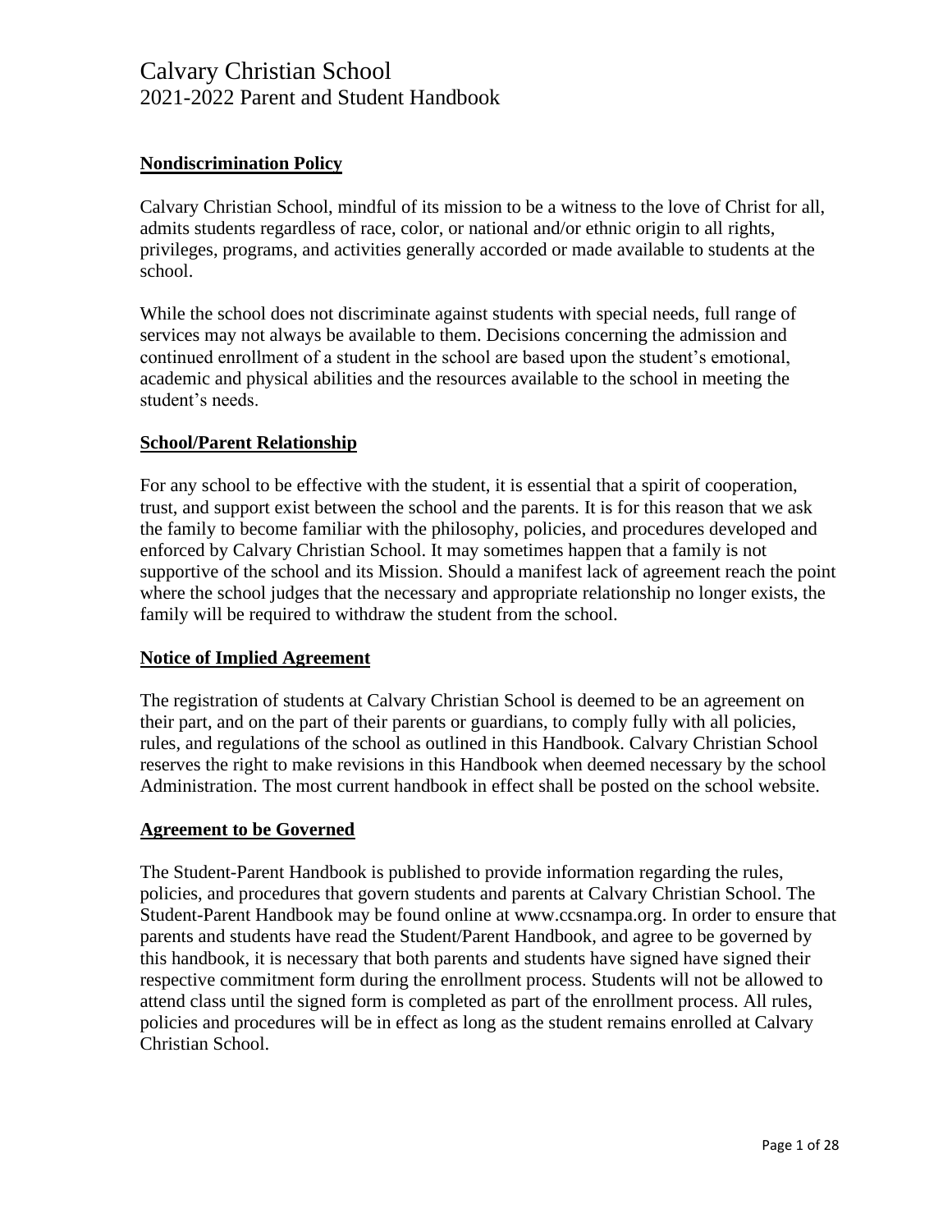## Nondiscrimination Policy

Calvary Christian School, mindful of its mission to be a witness to the love of Christ for all, admits students regardless of race, color, or national and/or ethnic origin to all rights, privileges, programs, and activities generally accorded or made available to students at the school.

While the school does not discriminate against students with special needs, full range of services may not always be available to them. Decisions concerning the admission and continued enrollment of a student in the school are based upon the student's emotional, academic and physical abilities and the resources available to the school in meeting the student's needs.

## School/Parent Relationship

For any school to be effective with the student, it is essential that a spirit of cooperation, trust, and support exist between the school and the parents. It is for this reason that we ask the family to become familiar with the philosophy, policies, and procedures developed and enforced by Calvary Christian School. It may sometimes happen that a family is not supportive of the school and its Mission. Should a manifest lack of agreement reach the point where the school judges that the necessary and appropriate relationship no longer exists, the family will be required to withdraw the student from the school.

## Notice of Implied Agreement

The registration of students at Calvary Christian School is deemed to be an agreement on their part, and on the part of their parents or guardians, to comply fully with all policies, rules, and regulations of the school as outlined in this Handbook. Calvary Christian School reserves the right to make revisions in this Handbook when deemed necessary by the school Administration. The most current handbook in effect shall be posted on the school website.

## Agreement to be Governed

The Student-Parent Handbook is published to provide information regarding the rules, policies, and procedures that govern students and parents at Calvary Christian School. The Student-Parent Handbook may be found online at www.ccsnampa.org. In order to ensure that parents and students have read the Student/Parent Handbook, and agree to be governed by this handbook, it is necessary that both parents and students have signed have signed their respective commitment form during the enrollment process. Students will not be allowed to attend class until the signed form is completed as part of the enrollment process. All rules, policies and procedures will be in effect as long as the student remains enrolled at Calvary Christian School.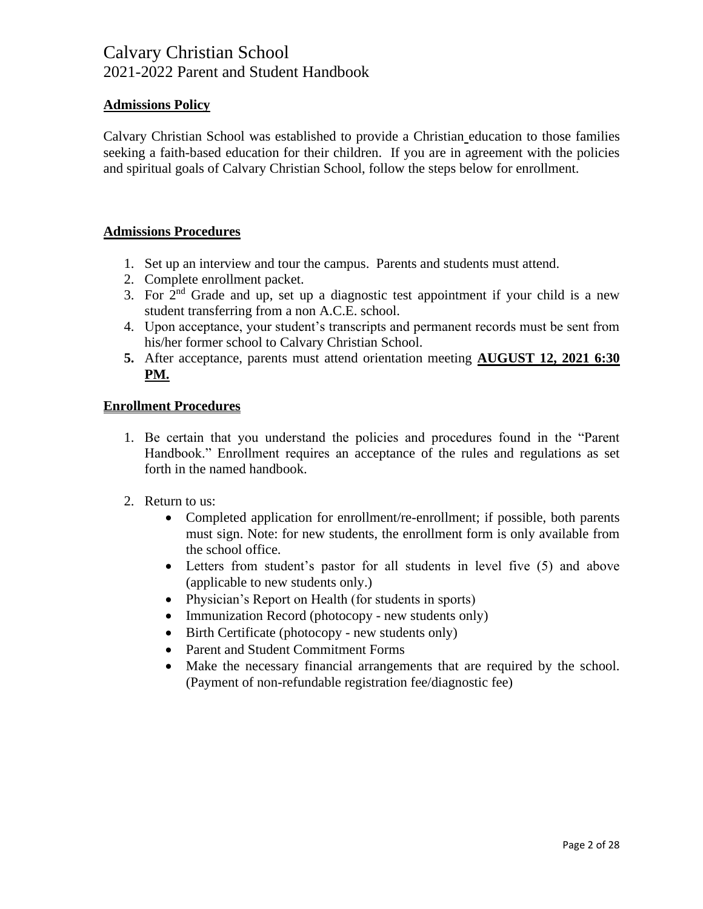## Admissions Policy

Calvary Christian School was established to provide a Christian education to those families seeking a faith-based education for their children. If you are in agreement with the policies and spiritual goals of Calvary Christian School, follow the steps below for enrollment.

## Admissions Procedures

1. Set up an interview and tour the campus. Parents and students must attend.
2. Complete enrollment packet.
3. For 2nd Grade and up, set up a diagnostic test appointment if your child is a new student transferring from a non A.C.E. school.
4. Upon acceptance, your student's transcripts and permanent records must be sent from his/her former school to Calvary Christian School.
5. After acceptance, parents must attend orientation meeting **AUGUST 12, 2021 6:30 PM.**

## Enrollment Procedures

1. Be certain that you understand the policies and procedures found in the "Parent Handbook." Enrollment requires an acceptance of the rules and regulations as set forth in the named handbook.

2. Return to us:
   - Completed application for enrollment/re-enrollment; if possible, both parents must sign. Note: for new students, the enrollment form is only available from the school office.
   - Letters from student's pastor for all students in level five (5) and above (applicable to new students only.)
   - Physician's Report on Health (for students in sports)
   - Immunization Record (photocopy - new students only)
   - Birth Certificate (photocopy - new students only)
   - Parent and Student Commitment Forms
   - Make the necessary financial arrangements that are required by the school. (Payment of non-refundable registration fee/diagnostic fee)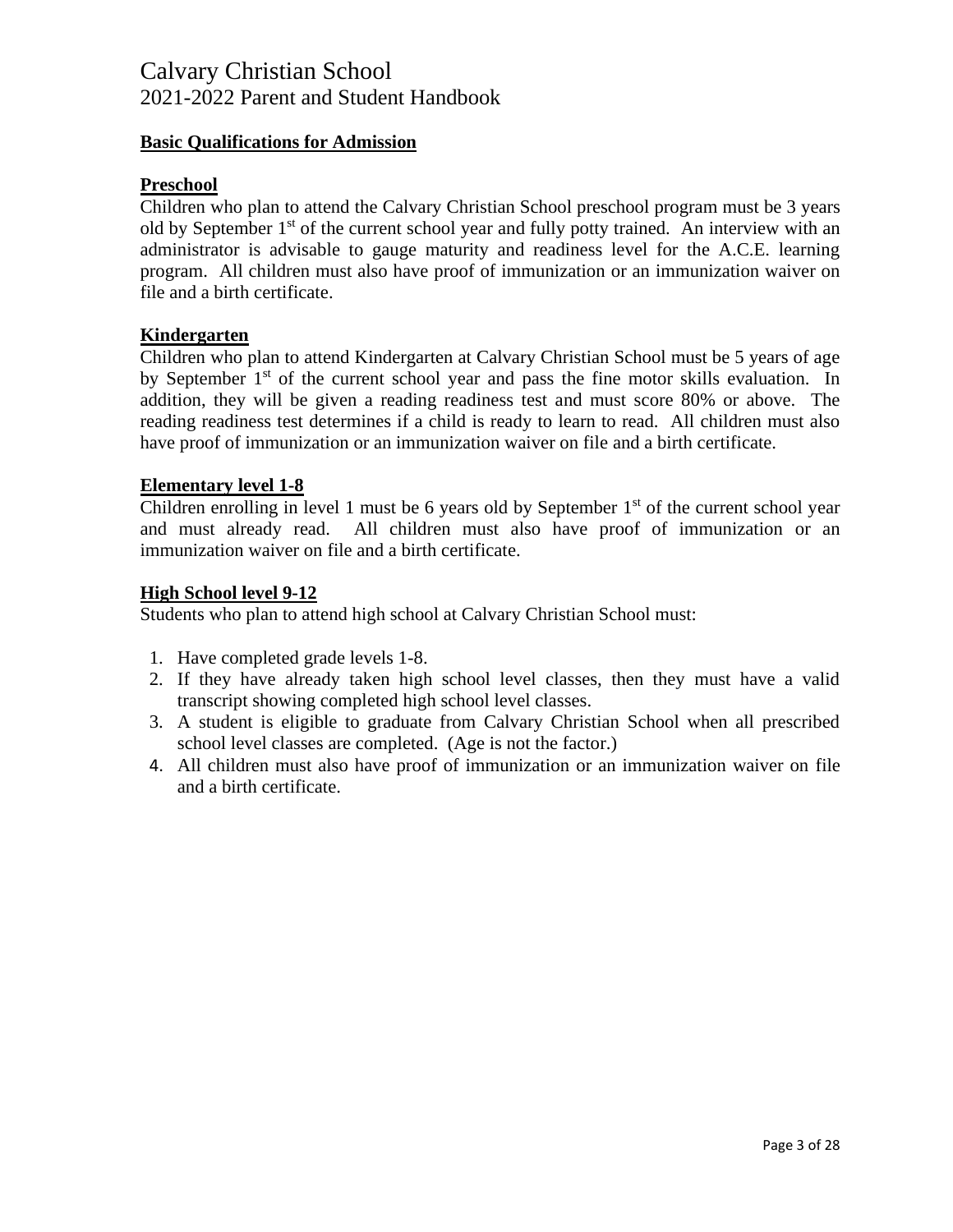## Basic Qualifications for Admission

### Preschool

Children who plan to attend the Calvary Christian School preschool program must be 3 years old by September 1st of the current school year and fully potty trained. An interview with an administrator is advisable to gauge maturity and readiness level for the A.C.E. learning program. All children must also have proof of immunization or an immunization waiver on file and a birth certificate.

### Kindergarten

Children who plan to attend Kindergarten at Calvary Christian School must be 5 years of age by September 1st of the current school year and pass the fine motor skills evaluation. In addition, they will be given a reading readiness test and must score 80% or above. The reading readiness test determines if a child is ready to learn to read. All children must also have proof of immunization or an immunization waiver on file and a birth certificate.

### Elementary level 1-8

Children enrolling in level 1 must be 6 years old by September 1st of the current school year and must already read. All children must also have proof of immunization or an immunization waiver on file and a birth certificate.

### High School level 9-12

Students who plan to attend high school at Calvary Christian School must:

1. Have completed grade levels 1-8.
2. If they have already taken high school level classes, then they must have a valid transcript showing completed high school level classes.
3. A student is eligible to graduate from Calvary Christian School when all prescribed school level classes are completed. (Age is not the factor.)
4. All children must also have proof of immunization or an immunization waiver on file and a birth certificate.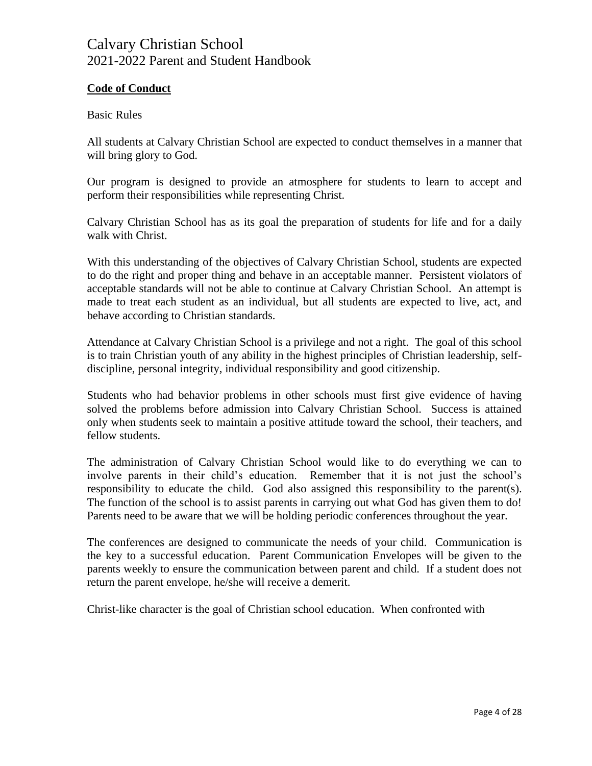**Code of Conduct**

Basic Rules

All students at Calvary Christian School are expected to conduct themselves in a manner that will bring glory to God.

Our program is designed to provide an atmosphere for students to learn to accept and perform their responsibilities while representing Christ.

Calvary Christian School has as its goal the preparation of students for life and for a daily walk with Christ.

With this understanding of the objectives of Calvary Christian School, students are expected to do the right and proper thing and behave in an acceptable manner. Persistent violators of acceptable standards will not be able to continue at Calvary Christian School. An attempt is made to treat each student as an individual, but all students are expected to live, act, and behave according to Christian standards.

Attendance at Calvary Christian School is a privilege and not a right. The goal of this school is to train Christian youth of any ability in the highest principles of Christian leadership, self-discipline, personal integrity, individual responsibility and good citizenship.

Students who had behavior problems in other schools must first give evidence of having solved the problems before admission into Calvary Christian School. Success is attained only when students seek to maintain a positive attitude toward the school, their teachers, and fellow students.

The administration of Calvary Christian School would like to do everything we can to involve parents in their child's education. Remember that it is not just the school's responsibility to educate the child. God also assigned this responsibility to the parent(s). The function of the school is to assist parents in carrying out what God has given them to do! Parents need to be aware that we will be holding periodic conferences throughout the year.

The conferences are designed to communicate the needs of your child. Communication is the key to a successful education. Parent Communication Envelopes will be given to the parents weekly to ensure the communication between parent and child. If a student does not return the parent envelope, he/she will receive a demerit.

Christ-like character is the goal of Christian school education. When confronted with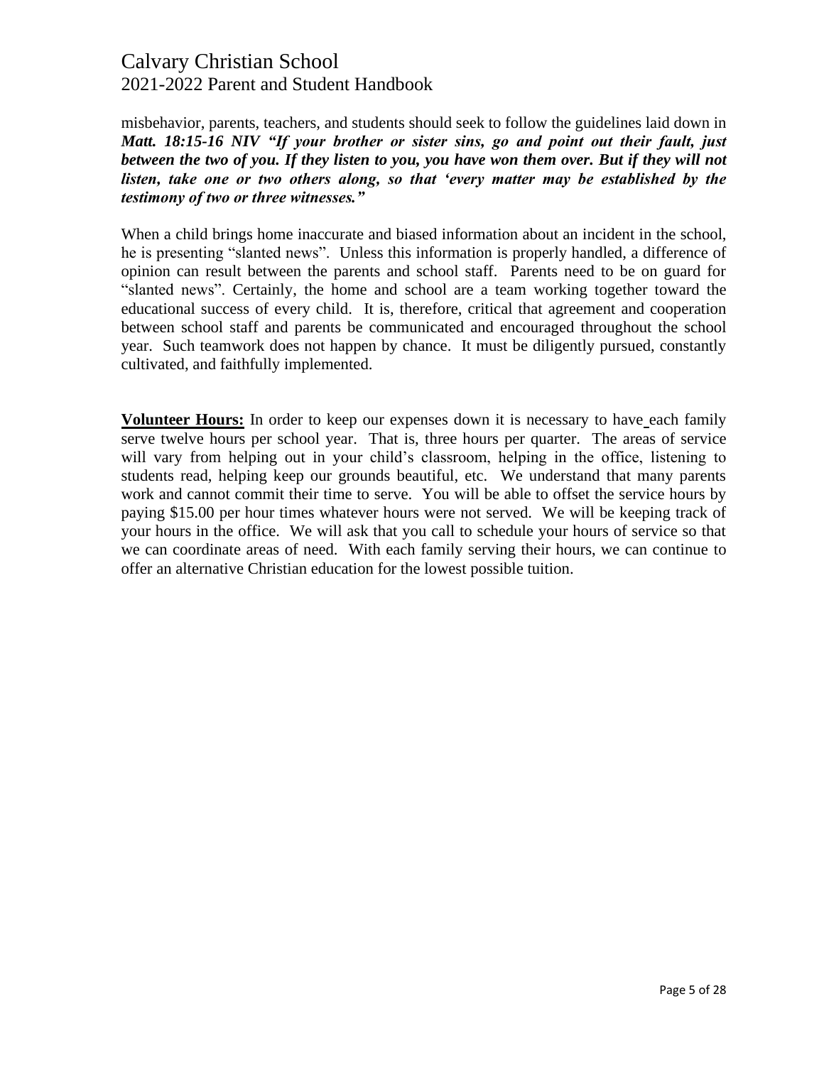misbehavior, parents, teachers, and students should seek to follow the guidelines laid down in ***Matt. 18:15-16 NIV "If your brother or sister sins, go and point out their fault, just between the two of you. If they listen to you, you have won them over. But if they will not listen, take one or two others along, so that 'every matter may be established by the testimony of two or three witnesses."***

When a child brings home inaccurate and biased information about an incident in the school, he is presenting "slanted news". Unless this information is properly handled, a difference of opinion can result between the parents and school staff. Parents need to be on guard for "slanted news". Certainly, the home and school are a team working together toward the educational success of every child. It is, therefore, critical that agreement and cooperation between school staff and parents be communicated and encouraged throughout the school year. Such teamwork does not happen by chance. It must be diligently pursued, constantly cultivated, and faithfully implemented.

**Volunteer Hours:** In order to keep our expenses down it is necessary to have each family serve twelve hours per school year. That is, three hours per quarter. The areas of service will vary from helping out in your child's classroom, helping in the office, listening to students read, helping keep our grounds beautiful, etc. We understand that many parents work and cannot commit their time to serve. You will be able to offset the service hours by paying $15.00 per hour times whatever hours were not served. We will be keeping track of your hours in the office. We will ask that you call to schedule your hours of service so that we can coordinate areas of need. With each family serving their hours, we can continue to offer an alternative Christian education for the lowest possible tuition.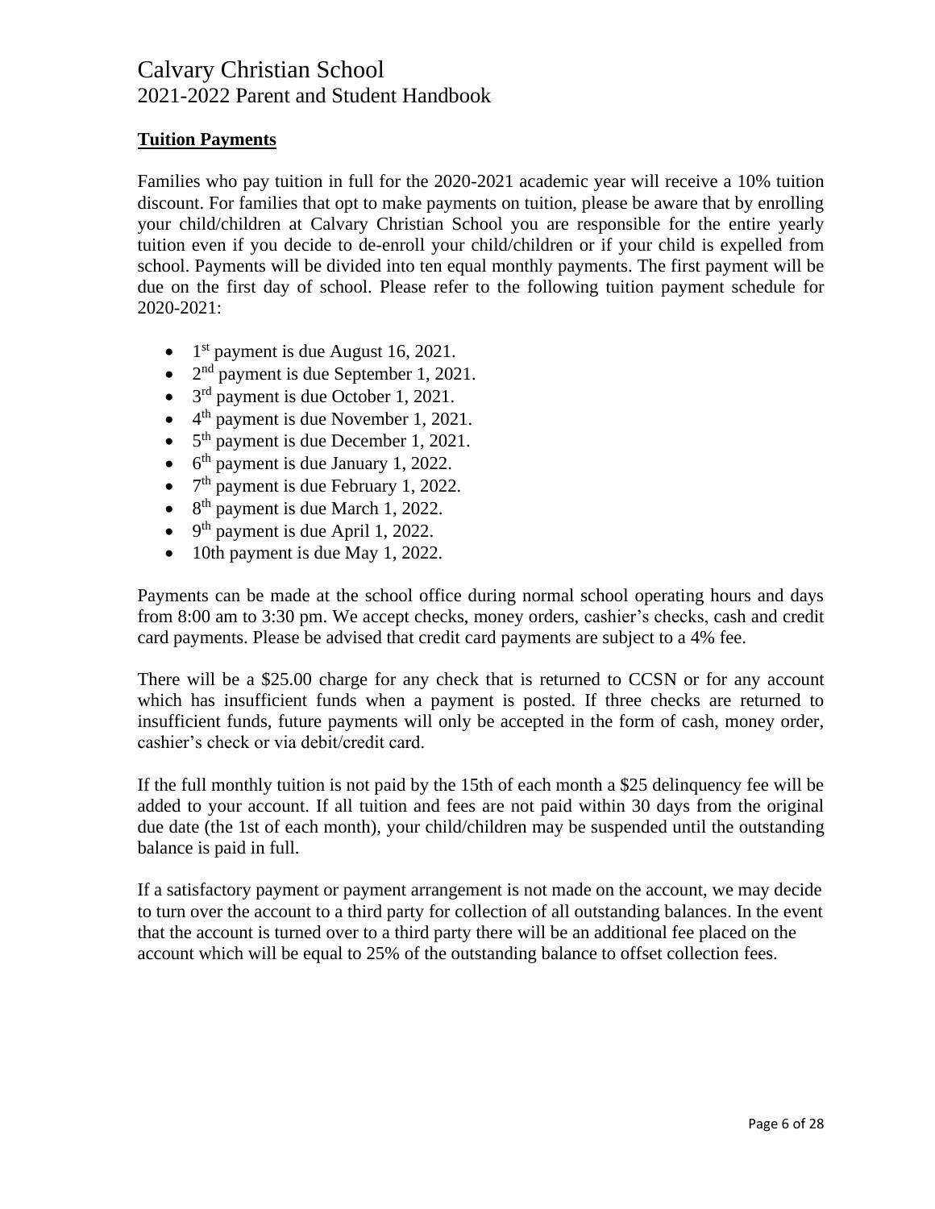## Tuition Payments

Families who pay tuition in full for the 2020-2021 academic year will receive a 10% tuition discount. For families that opt to make payments on tuition, please be aware that by enrolling your child/children at Calvary Christian School you are responsible for the entire yearly tuition even if you decide to de-enroll your child/children or if your child is expelled from school. Payments will be divided into ten equal monthly payments. The first payment will be due on the first day of school. Please refer to the following tuition payment schedule for 2020-2021:

- 1st payment is due August 16, 2021.
- 2nd payment is due September 1, 2021.
- 3rd payment is due October 1, 2021.
- 4th payment is due November 1, 2021.
- 5th payment is due December 1, 2021.
- 6th payment is due January 1, 2022.
- 7th payment is due February 1, 2022.
- 8th payment is due March 1, 2022.
- 9th payment is due April 1, 2022.
- 10th payment is due May 1, 2022.

Payments can be made at the school office during normal school operating hours and days from 8:00 am to 3:30 pm. We accept checks, money orders, cashier's checks, cash and credit card payments. Please be advised that credit card payments are subject to a 4% fee.

There will be a $25.00 charge for any check that is returned to CCSN or for any account which has insufficient funds when a payment is posted. If three checks are returned to insufficient funds, future payments will only be accepted in the form of cash, money order, cashier's check or via debit/credit card.

If the full monthly tuition is not paid by the 15th of each month a $25 delinquency fee will be added to your account. If all tuition and fees are not paid within 30 days from the original due date (the 1st of each month), your child/children may be suspended until the outstanding balance is paid in full.

If a satisfactory payment or payment arrangement is not made on the account, we may decide to turn over the account to a third party for collection of all outstanding balances. In the event that the account is turned over to a third party there will be an additional fee placed on the account which will be equal to 25% of the outstanding balance to offset collection fees.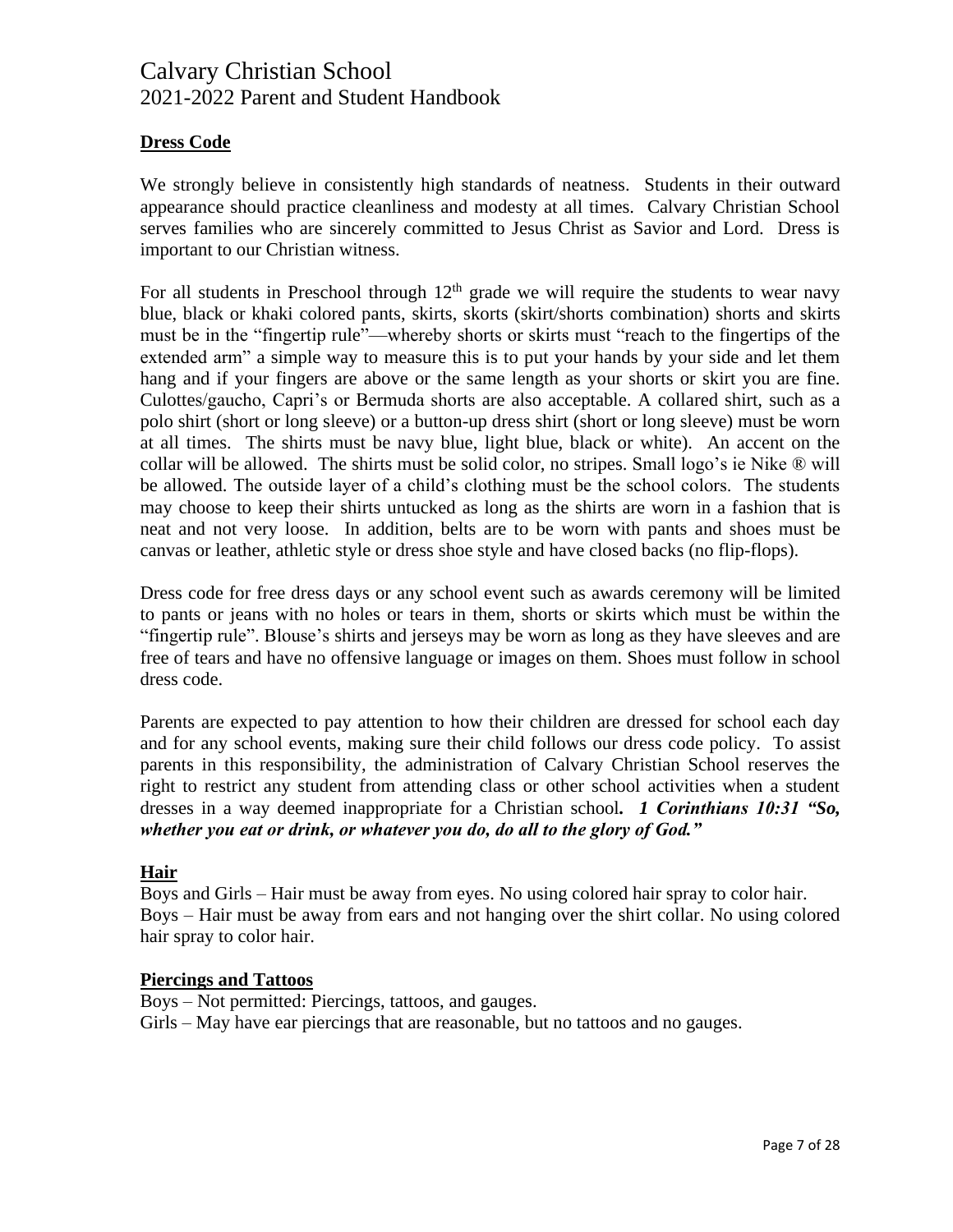## Dress Code

We strongly believe in consistently high standards of neatness. Students in their outward appearance should practice cleanliness and modesty at all times. Calvary Christian School serves families who are sincerely committed to Jesus Christ as Savior and Lord. Dress is important to our Christian witness.

For all students in Preschool through 12th grade we will require the students to wear navy blue, black or khaki colored pants, skirts, skorts (skirt/shorts combination) shorts and skirts must be in the "fingertip rule"—whereby shorts or skirts must "reach to the fingertips of the extended arm" a simple way to measure this is to put your hands by your side and let them hang and if your fingers are above or the same length as your shorts or skirt you are fine. Culottes/gaucho, Capri's or Bermuda shorts are also acceptable. A collared shirt, such as a polo shirt (short or long sleeve) or a button-up dress shirt (short or long sleeve) must be worn at all times. The shirts must be navy blue, light blue, black or white). An accent on the collar will be allowed. The shirts must be solid color, no stripes. Small logo's ie Nike ® will be allowed. The outside layer of a child's clothing must be the school colors. The students may choose to keep their shirts untucked as long as the shirts are worn in a fashion that is neat and not very loose. In addition, belts are to be worn with pants and shoes must be canvas or leather, athletic style or dress shoe style and have closed backs (no flip-flops).

Dress code for free dress days or any school event such as awards ceremony will be limited to pants or jeans with no holes or tears in them, shorts or skirts which must be within the "fingertip rule". Blouse's shirts and jerseys may be worn as long as they have sleeves and are free of tears and have no offensive language or images on them. Shoes must follow in school dress code.

Parents are expected to pay attention to how their children are dressed for school each day and for any school events, making sure their child follows our dress code policy. To assist parents in this responsibility, the administration of Calvary Christian School reserves the right to restrict any student from attending class or other school activities when a student dresses in a way deemed inappropriate for a Christian school***. 1 Corinthians 10:31 "So, whether you eat or drink, or whatever you do, do all to the glory of God."***

### Hair

Boys and Girls – Hair must be away from eyes. No using colored hair spray to color hair.
Boys – Hair must be away from ears and not hanging over the shirt collar. No using colored hair spray to color hair.

### Piercings and Tattoos

Boys – Not permitted: Piercings, tattoos, and gauges.
Girls – May have ear piercings that are reasonable, but no tattoos and no gauges.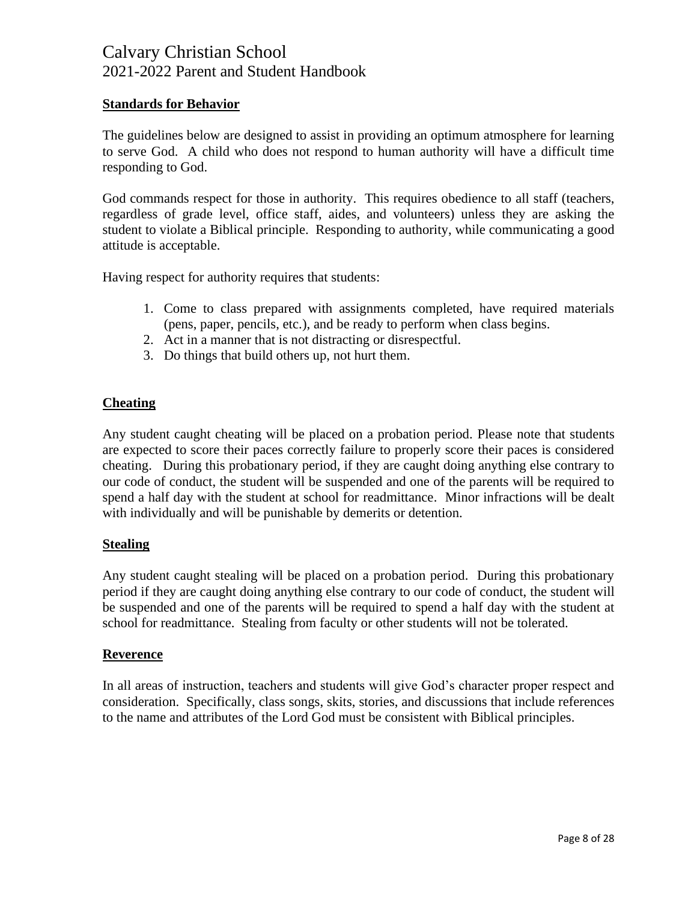## Standards for Behavior

The guidelines below are designed to assist in providing an optimum atmosphere for learning to serve God. A child who does not respond to human authority will have a difficult time responding to God.

God commands respect for those in authority. This requires obedience to all staff (teachers, regardless of grade level, office staff, aides, and volunteers) unless they are asking the student to violate a Biblical principle. Responding to authority, while communicating a good attitude is acceptable.

Having respect for authority requires that students:

1. Come to class prepared with assignments completed, have required materials (pens, paper, pencils, etc.), and be ready to perform when class begins.
2. Act in a manner that is not distracting or disrespectful.
3. Do things that build others up, not hurt them.

## Cheating

Any student caught cheating will be placed on a probation period. Please note that students are expected to score their paces correctly failure to properly score their paces is considered cheating. During this probationary period, if they are caught doing anything else contrary to our code of conduct, the student will be suspended and one of the parents will be required to spend a half day with the student at school for readmittance. Minor infractions will be dealt with individually and will be punishable by demerits or detention.

## Stealing

Any student caught stealing will be placed on a probation period. During this probationary period if they are caught doing anything else contrary to our code of conduct, the student will be suspended and one of the parents will be required to spend a half day with the student at school for readmittance. Stealing from faculty or other students will not be tolerated.

## Reverence

In all areas of instruction, teachers and students will give God's character proper respect and consideration. Specifically, class songs, skits, stories, and discussions that include references to the name and attributes of the Lord God must be consistent with Biblical principles.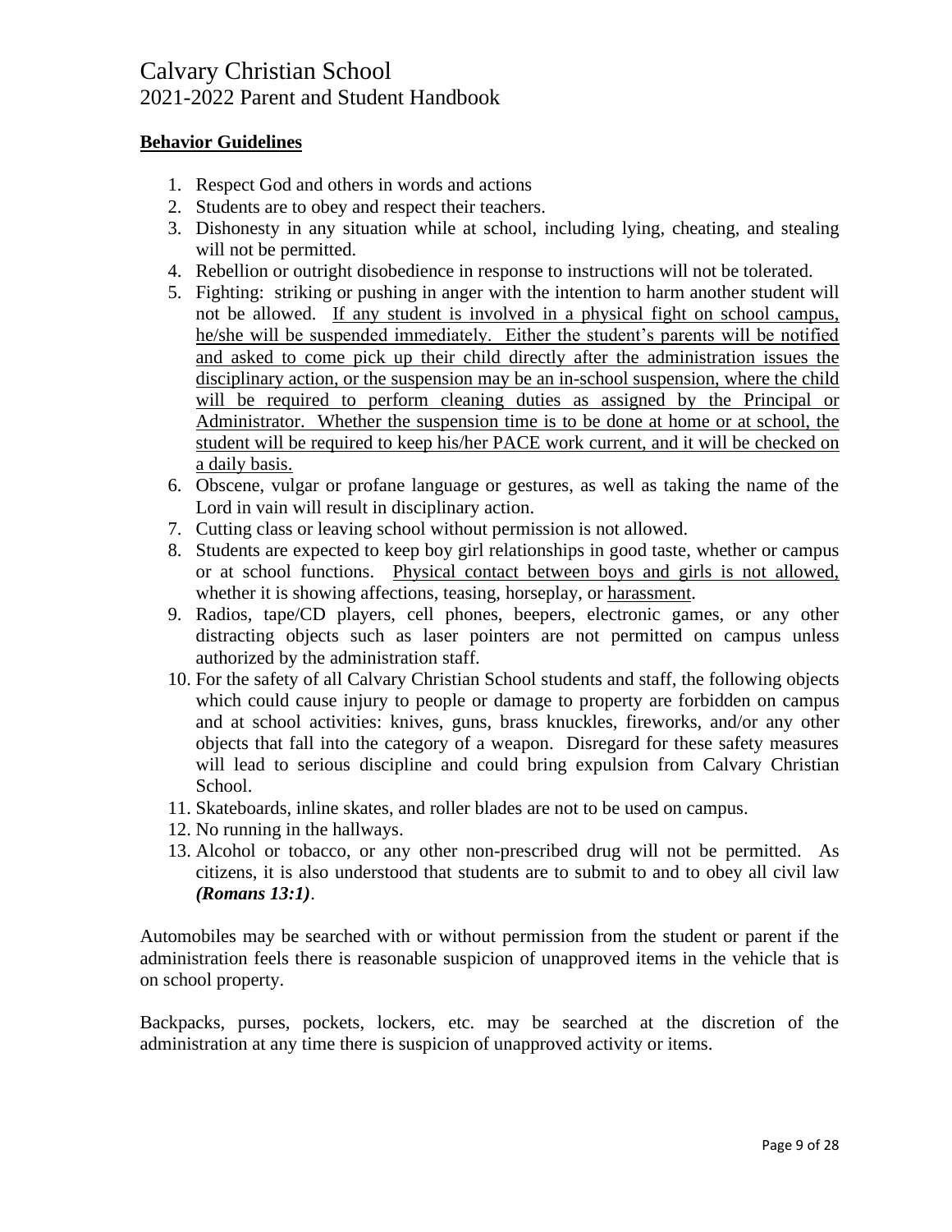**Behavior Guidelines**

1. Respect God and others in words and actions
2. Students are to obey and respect their teachers.
3. Dishonesty in any situation while at school, including lying, cheating, and stealing will not be permitted.
4. Rebellion or outright disobedience in response to instructions will not be tolerated.
5. Fighting: striking or pushing in anger with the intention to harm another student will not be allowed. <u>If any student is involved in a physical fight on school campus, he/she will be suspended immediately. Either the student's parents will be notified and asked to come pick up their child directly after the administration issues the disciplinary action, or the suspension may be an in-school suspension, where the child will be required to perform cleaning duties as assigned by the Principal or Administrator. Whether the suspension time is to be done at home or at school, the student will be required to keep his/her PACE work current, and it will be checked on a daily basis.</u>
6. Obscene, vulgar or profane language or gestures, as well as taking the name of the Lord in vain will result in disciplinary action.
7. Cutting class or leaving school without permission is not allowed.
8. Students are expected to keep boy girl relationships in good taste, whether or campus or at school functions. <u>Physical contact between boys and girls is not allowed,</u> whether it is showing affections, teasing, horseplay, or <u>harassment</u>.
9. Radios, tape/CD players, cell phones, beepers, electronic games, or any other distracting objects such as laser pointers are not permitted on campus unless authorized by the administration staff.
10. For the safety of all Calvary Christian School students and staff, the following objects which could cause injury to people or damage to property are forbidden on campus and at school activities: knives, guns, brass knuckles, fireworks, and/or any other objects that fall into the category of a weapon. Disregard for these safety measures will lead to serious discipline and could bring expulsion from Calvary Christian School.
11. Skateboards, inline skates, and roller blades are not to be used on campus.
12. No running in the hallways.
13. Alcohol or tobacco, or any other non-prescribed drug will not be permitted. As citizens, it is also understood that students are to submit to and to obey all civil law ***(Romans 13:1)***.

Automobiles may be searched with or without permission from the student or parent if the administration feels there is reasonable suspicion of unapproved items in the vehicle that is on school property.

Backpacks, purses, pockets, lockers, etc. may be searched at the discretion of the administration at any time there is suspicion of unapproved activity or items.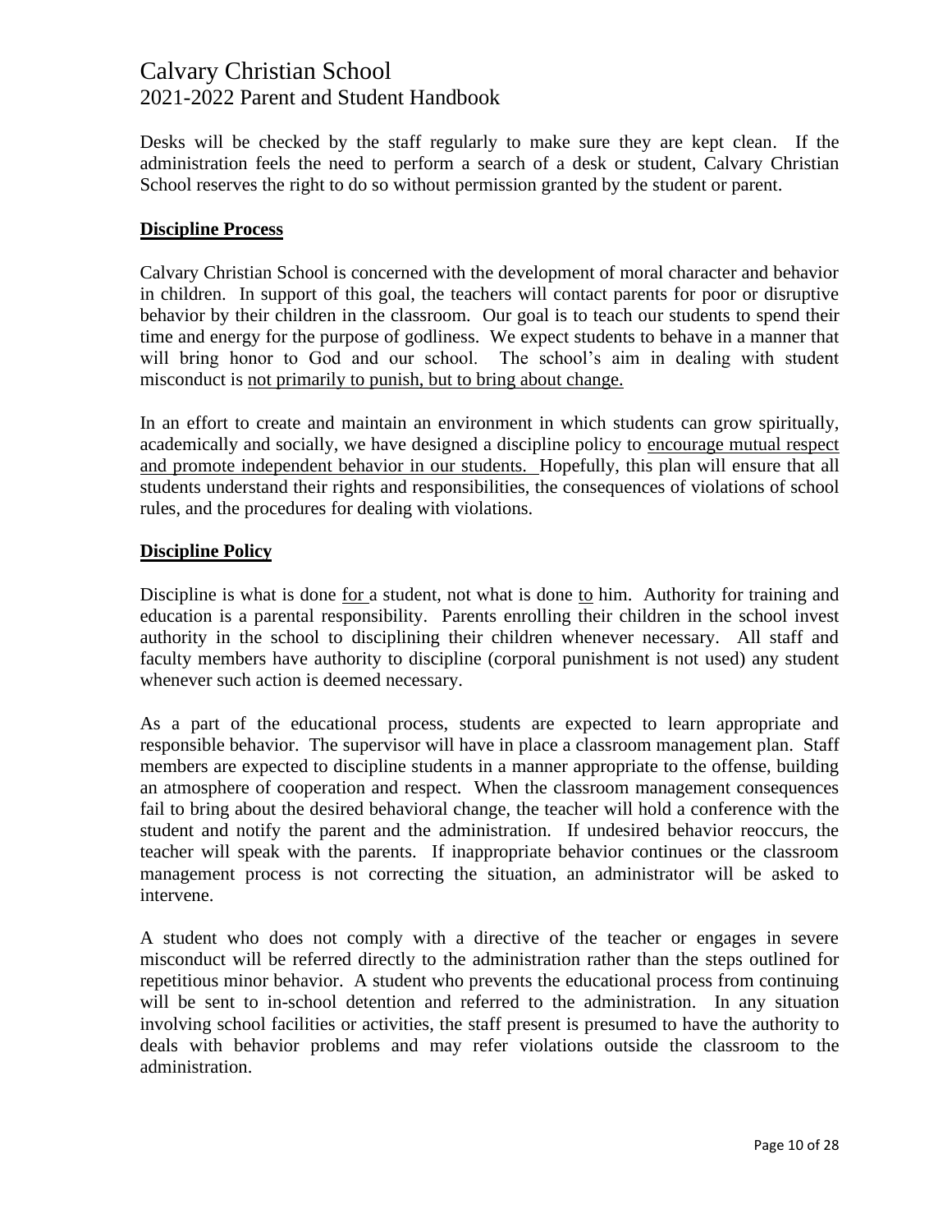Desks will be checked by the staff regularly to make sure they are kept clean. If the administration feels the need to perform a search of a desk or student, Calvary Christian School reserves the right to do so without permission granted by the student or parent.

## Discipline Process

Calvary Christian School is concerned with the development of moral character and behavior in children. In support of this goal, the teachers will contact parents for poor or disruptive behavior by their children in the classroom. Our goal is to teach our students to spend their time and energy for the purpose of godliness. We expect students to behave in a manner that will bring honor to God and our school. The school's aim in dealing with student misconduct is not primarily to punish, but to bring about change.

In an effort to create and maintain an environment in which students can grow spiritually, academically and socially, we have designed a discipline policy to encourage mutual respect and promote independent behavior in our students. Hopefully, this plan will ensure that all students understand their rights and responsibilities, the consequences of violations of school rules, and the procedures for dealing with violations.

## Discipline Policy

Discipline is what is done for a student, not what is done to him. Authority for training and education is a parental responsibility. Parents enrolling their children in the school invest authority in the school to disciplining their children whenever necessary. All staff and faculty members have authority to discipline (corporal punishment is not used) any student whenever such action is deemed necessary.

As a part of the educational process, students are expected to learn appropriate and responsible behavior. The supervisor will have in place a classroom management plan. Staff members are expected to discipline students in a manner appropriate to the offense, building an atmosphere of cooperation and respect. When the classroom management consequences fail to bring about the desired behavioral change, the teacher will hold a conference with the student and notify the parent and the administration. If undesired behavior reoccurs, the teacher will speak with the parents. If inappropriate behavior continues or the classroom management process is not correcting the situation, an administrator will be asked to intervene.

A student who does not comply with a directive of the teacher or engages in severe misconduct will be referred directly to the administration rather than the steps outlined for repetitious minor behavior. A student who prevents the educational process from continuing will be sent to in-school detention and referred to the administration. In any situation involving school facilities or activities, the staff present is presumed to have the authority to deals with behavior problems and may refer violations outside the classroom to the administration.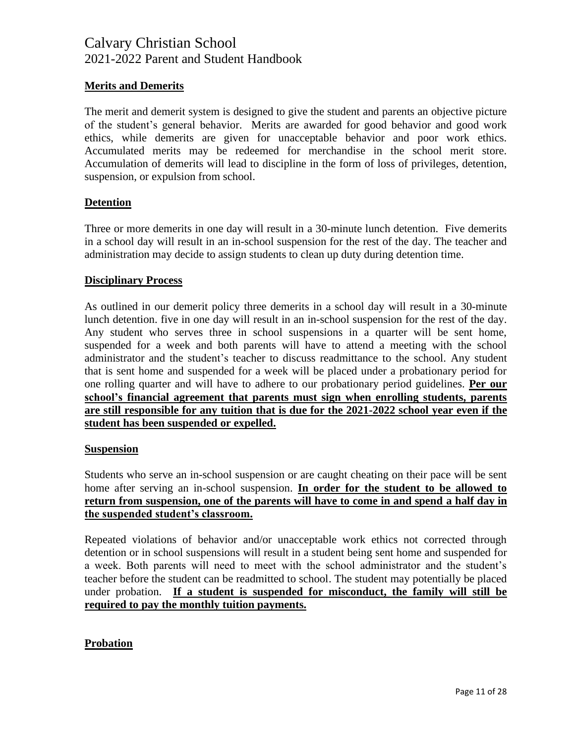## Merits and Demerits

The merit and demerit system is designed to give the student and parents an objective picture of the student's general behavior. Merits are awarded for good behavior and good work ethics, while demerits are given for unacceptable behavior and poor work ethics. Accumulated merits may be redeemed for merchandise in the school merit store. Accumulation of demerits will lead to discipline in the form of loss of privileges, detention, suspension, or expulsion from school.

## Detention

Three or more demerits in one day will result in a 30-minute lunch detention. Five demerits in a school day will result in an in-school suspension for the rest of the day. The teacher and administration may decide to assign students to clean up duty during detention time.

## Disciplinary Process

As outlined in our demerit policy three demerits in a school day will result in a 30-minute lunch detention. five in one day will result in an in-school suspension for the rest of the day. Any student who serves three in school suspensions in a quarter will be sent home, suspended for a week and both parents will have to attend a meeting with the school administrator and the student's teacher to discuss readmittance to the school. Any student that is sent home and suspended for a week will be placed under a probationary period for one rolling quarter and will have to adhere to our probationary period guidelines. **Per our school's financial agreement that parents must sign when enrolling students, parents are still responsible for any tuition that is due for the 2021-2022 school year even if the student has been suspended or expelled.**

## Suspension

Students who serve an in-school suspension or are caught cheating on their pace will be sent home after serving an in-school suspension. **In order for the student to be allowed to return from suspension, one of the parents will have to come in and spend a half day in the suspended student's classroom.**

Repeated violations of behavior and/or unacceptable work ethics not corrected through detention or in school suspensions will result in a student being sent home and suspended for a week. Both parents will need to meet with the school administrator and the student's teacher before the student can be readmitted to school. The student may potentially be placed under probation. **If a student is suspended for misconduct, the family will still be required to pay the monthly tuition payments.**

## Probation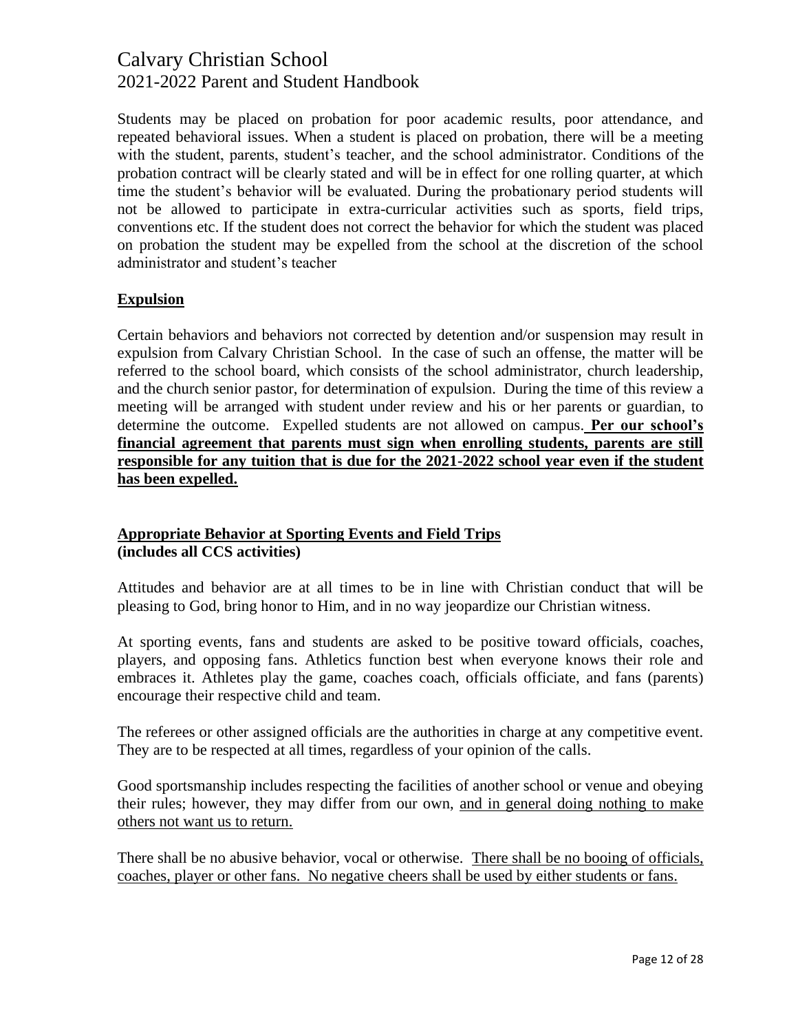Students may be placed on probation for poor academic results, poor attendance, and repeated behavioral issues. When a student is placed on probation, there will be a meeting with the student, parents, student's teacher, and the school administrator. Conditions of the probation contract will be clearly stated and will be in effect for one rolling quarter, at which time the student's behavior will be evaluated. During the probationary period students will not be allowed to participate in extra-curricular activities such as sports, field trips, conventions etc. If the student does not correct the behavior for which the student was placed on probation the student may be expelled from the school at the discretion of the school administrator and student's teacher

## Expulsion

Certain behaviors and behaviors not corrected by detention and/or suspension may result in expulsion from Calvary Christian School. In the case of such an offense, the matter will be referred to the school board, which consists of the school administrator, church leadership, and the church senior pastor, for determination of expulsion. During the time of this review a meeting will be arranged with student under review and his or her parents or guardian, to determine the outcome. Expelled students are not allowed on campus. **Per our school's financial agreement that parents must sign when enrolling students, parents are still responsible for any tuition that is due for the 2021-2022 school year even if the student has been expelled.**

## Appropriate Behavior at Sporting Events and Field Trips
**(includes all CCS activities)**

Attitudes and behavior are at all times to be in line with Christian conduct that will be pleasing to God, bring honor to Him, and in no way jeopardize our Christian witness.

At sporting events, fans and students are asked to be positive toward officials, coaches, players, and opposing fans. Athletics function best when everyone knows their role and embraces it. Athletes play the game, coaches coach, officials officiate, and fans (parents) encourage their respective child and team.

The referees or other assigned officials are the authorities in charge at any competitive event. They are to be respected at all times, regardless of your opinion of the calls.

Good sportsmanship includes respecting the facilities of another school or venue and obeying their rules; however, they may differ from our own, and in general doing nothing to make others not want us to return.

There shall be no abusive behavior, vocal or otherwise. There shall be no booing of officials, coaches, player or other fans. No negative cheers shall be used by either students or fans.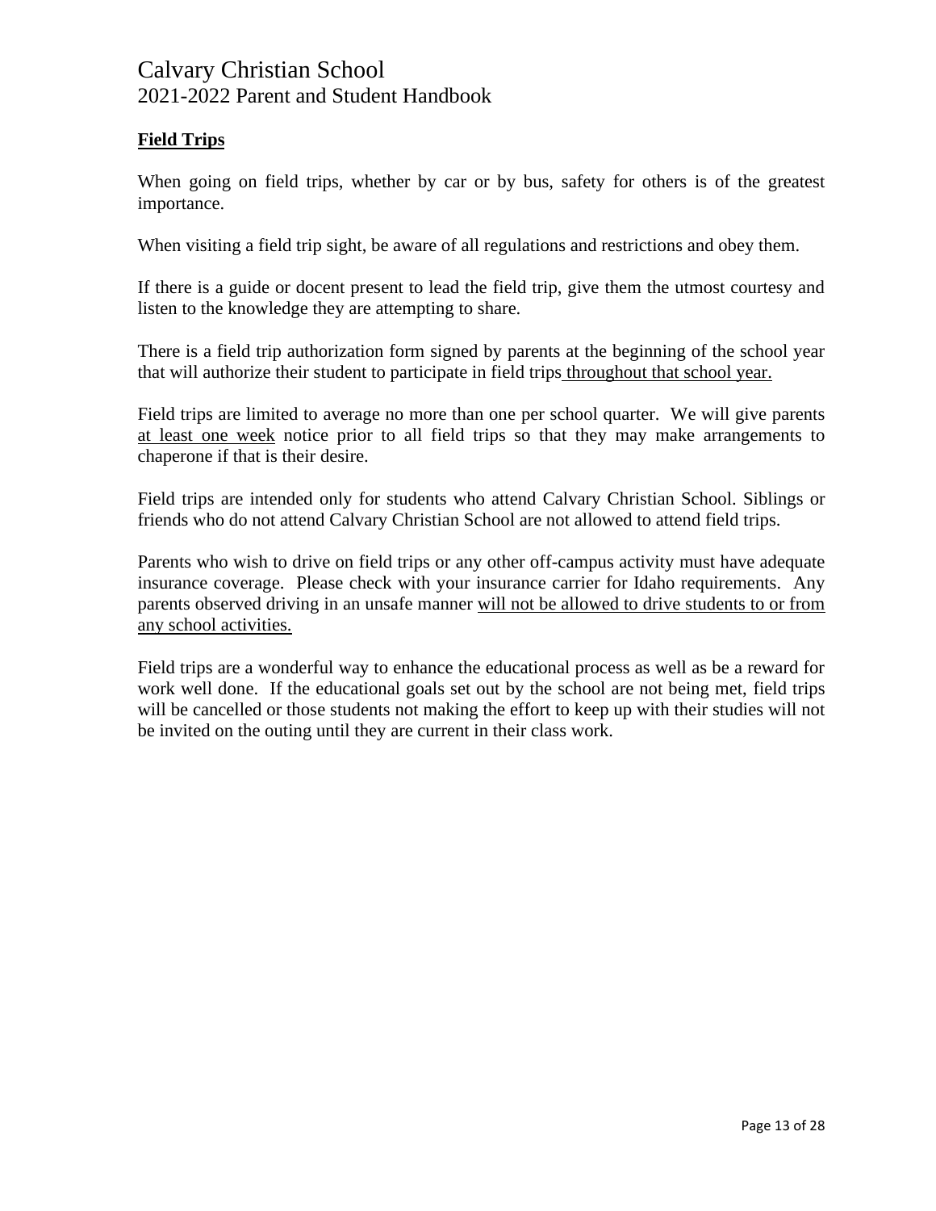## Field Trips

When going on field trips, whether by car or by bus, safety for others is of the greatest importance.

When visiting a field trip sight, be aware of all regulations and restrictions and obey them.

If there is a guide or docent present to lead the field trip, give them the utmost courtesy and listen to the knowledge they are attempting to share.

There is a field trip authorization form signed by parents at the beginning of the school year that will authorize their student to participate in field trips <u>throughout that school year.</u>

Field trips are limited to average no more than one per school quarter. We will give parents <u>at least one week</u> notice prior to all field trips so that they may make arrangements to chaperone if that is their desire.

Field trips are intended only for students who attend Calvary Christian School. Siblings or friends who do not attend Calvary Christian School are not allowed to attend field trips.

Parents who wish to drive on field trips or any other off-campus activity must have adequate insurance coverage. Please check with your insurance carrier for Idaho requirements. Any parents observed driving in an unsafe manner <u>will not be allowed to drive students to or from any school activities.</u>

Field trips are a wonderful way to enhance the educational process as well as be a reward for work well done. If the educational goals set out by the school are not being met, field trips will be cancelled or those students not making the effort to keep up with their studies will not be invited on the outing until they are current in their class work.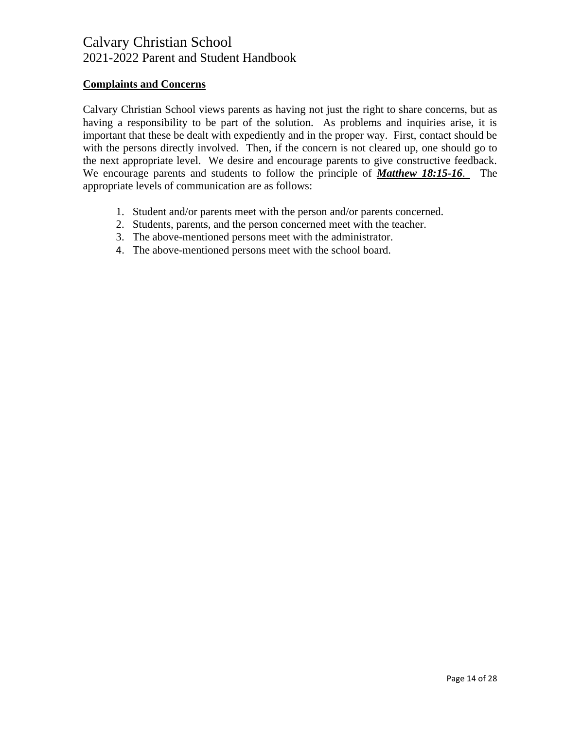## Complaints and Concerns

Calvary Christian School views parents as having not just the right to share concerns, but as having a responsibility to be part of the solution. As problems and inquiries arise, it is important that these be dealt with expediently and in the proper way. First, contact should be with the persons directly involved. Then, if the concern is not cleared up, one should go to the next appropriate level. We desire and encourage parents to give constructive feedback. We encourage parents and students to follow the principle of ***Matthew 18:15-16***. The appropriate levels of communication are as follows:

1. Student and/or parents meet with the person and/or parents concerned.
2. Students, parents, and the person concerned meet with the teacher.
3. The above-mentioned persons meet with the administrator.
4. The above-mentioned persons meet with the school board.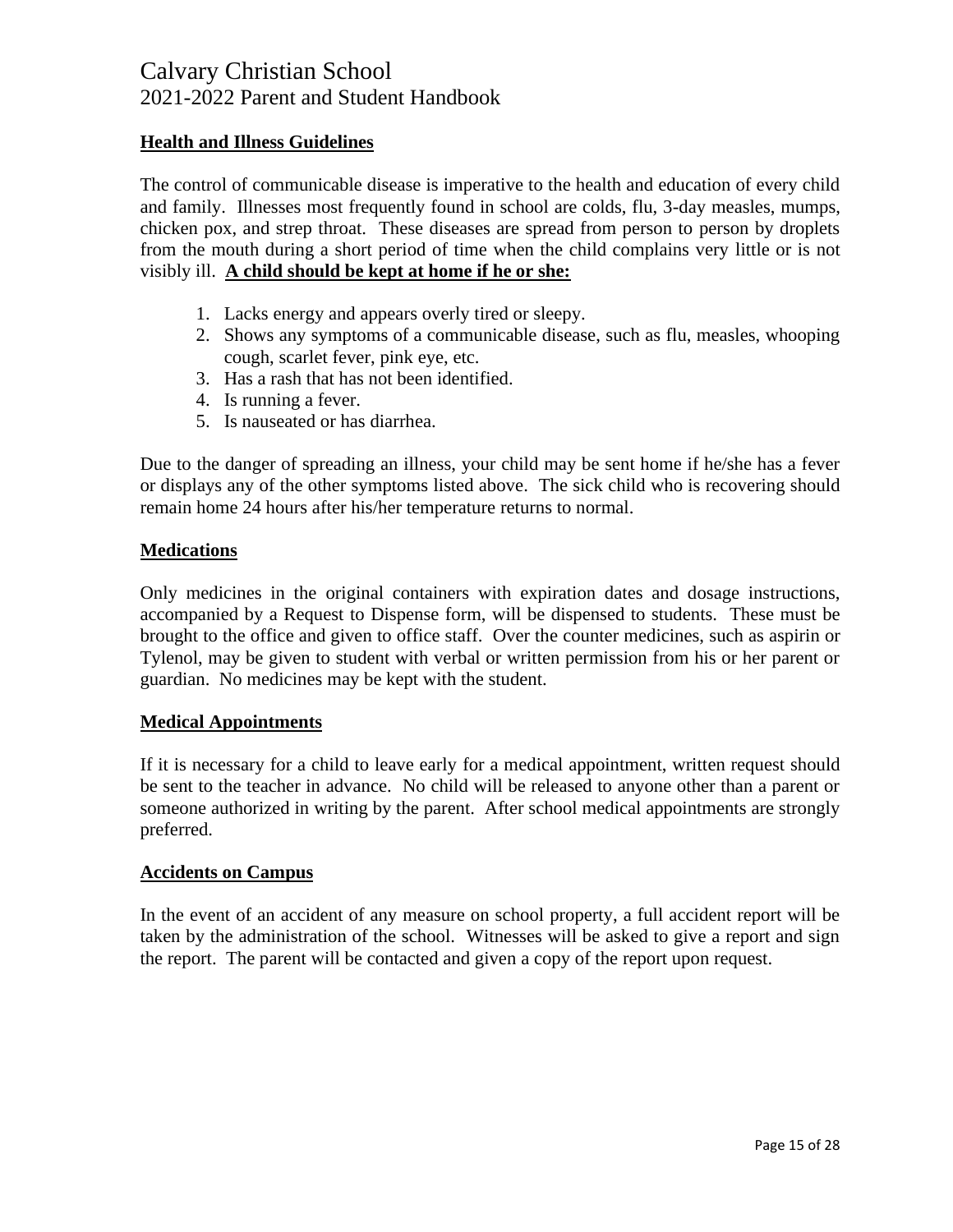## Health and Illness Guidelines

The control of communicable disease is imperative to the health and education of every child and family. Illnesses most frequently found in school are colds, flu, 3-day measles, mumps, chicken pox, and strep throat. These diseases are spread from person to person by droplets from the mouth during a short period of time when the child complains very little or is not visibly ill. **A child should be kept at home if he or she:**

1. Lacks energy and appears overly tired or sleepy.
2. Shows any symptoms of a communicable disease, such as flu, measles, whooping cough, scarlet fever, pink eye, etc.
3. Has a rash that has not been identified.
4. Is running a fever.
5. Is nauseated or has diarrhea.

Due to the danger of spreading an illness, your child may be sent home if he/she has a fever or displays any of the other symptoms listed above. The sick child who is recovering should remain home 24 hours after his/her temperature returns to normal.

## Medications

Only medicines in the original containers with expiration dates and dosage instructions, accompanied by a Request to Dispense form, will be dispensed to students. These must be brought to the office and given to office staff. Over the counter medicines, such as aspirin or Tylenol, may be given to student with verbal or written permission from his or her parent or guardian. No medicines may be kept with the student.

## Medical Appointments

If it is necessary for a child to leave early for a medical appointment, written request should be sent to the teacher in advance. No child will be released to anyone other than a parent or someone authorized in writing by the parent. After school medical appointments are strongly preferred.

## Accidents on Campus

In the event of an accident of any measure on school property, a full accident report will be taken by the administration of the school. Witnesses will be asked to give a report and sign the report. The parent will be contacted and given a copy of the report upon request.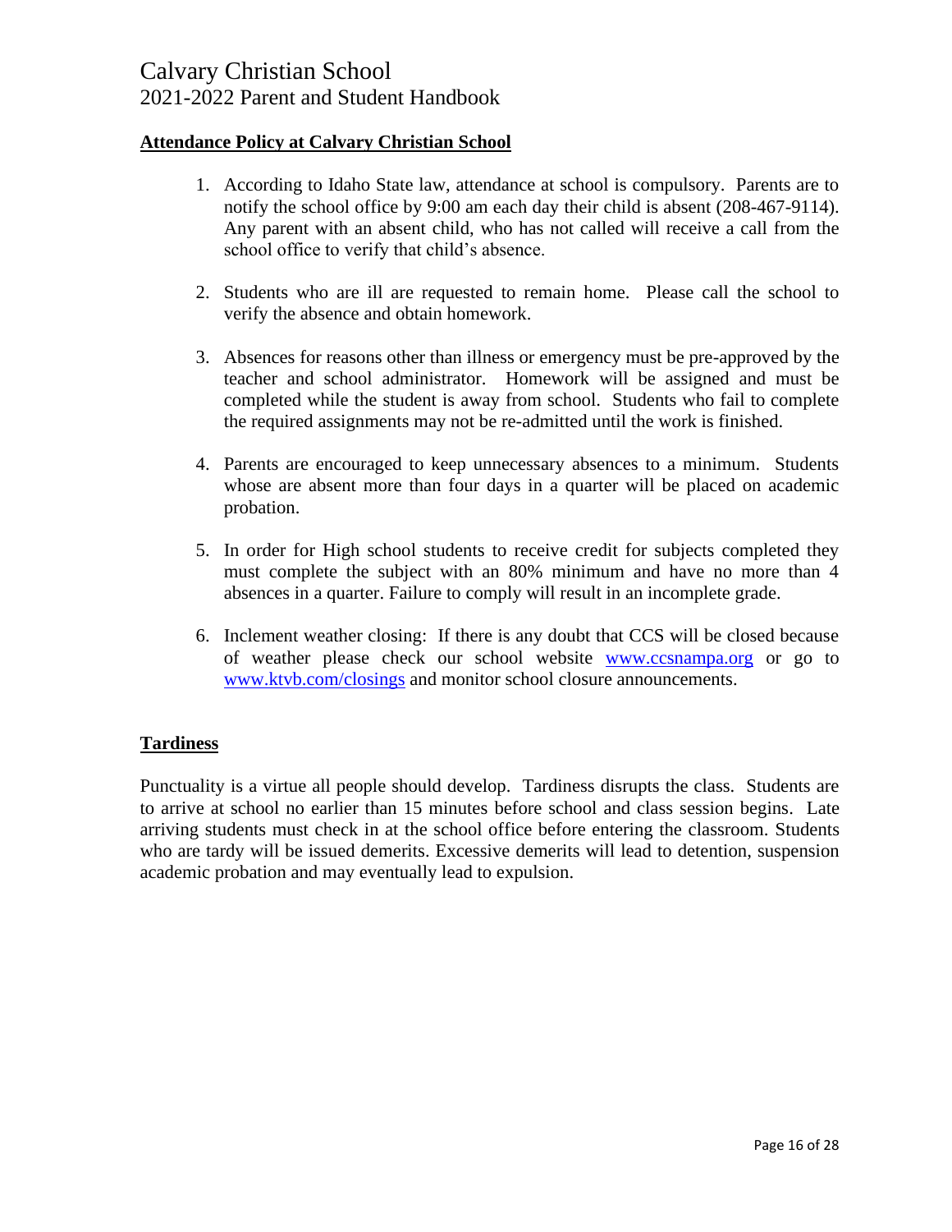## Attendance Policy at Calvary Christian School

1. According to Idaho State law, attendance at school is compulsory. Parents are to notify the school office by 9:00 am each day their child is absent (208-467-9114). Any parent with an absent child, who has not called will receive a call from the school office to verify that child's absence.

2. Students who are ill are requested to remain home. Please call the school to verify the absence and obtain homework.

3. Absences for reasons other than illness or emergency must be pre-approved by the teacher and school administrator. Homework will be assigned and must be completed while the student is away from school. Students who fail to complete the required assignments may not be re-admitted until the work is finished.

4. Parents are encouraged to keep unnecessary absences to a minimum. Students whose are absent more than four days in a quarter will be placed on academic probation.

5. In order for High school students to receive credit for subjects completed they must complete the subject with an 80% minimum and have no more than 4 absences in a quarter. Failure to comply will result in an incomplete grade.

6. Inclement weather closing: If there is any doubt that CCS will be closed because of weather please check our school website [www.ccsnampa.org](http://www.ccsnampa.org) or go to [www.ktvb.com/closings](http://www.ktvb.com/closings) and monitor school closure announcements.

## Tardiness

Punctuality is a virtue all people should develop. Tardiness disrupts the class. Students are to arrive at school no earlier than 15 minutes before school and class session begins. Late arriving students must check in at the school office before entering the classroom. Students who are tardy will be issued demerits. Excessive demerits will lead to detention, suspension academic probation and may eventually lead to expulsion.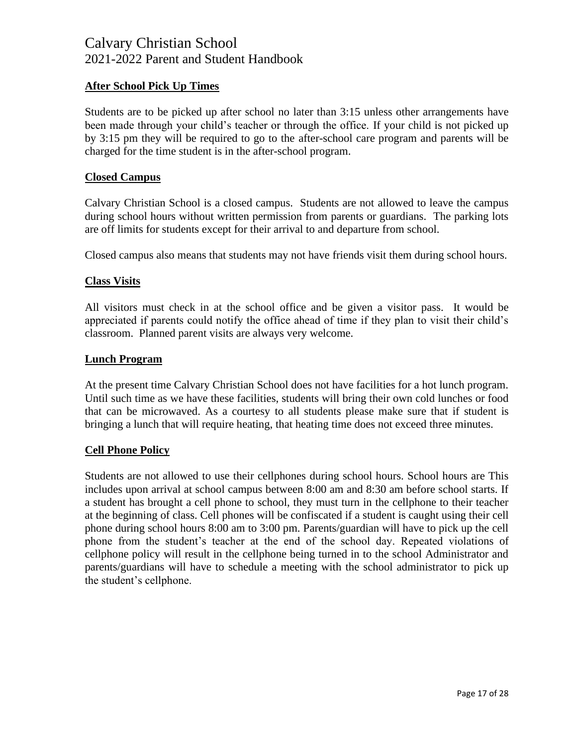## After School Pick Up Times

Students are to be picked up after school no later than 3:15 unless other arrangements have been made through your child's teacher or through the office. If your child is not picked up by 3:15 pm they will be required to go to the after-school care program and parents will be charged for the time student is in the after-school program.

## Closed Campus

Calvary Christian School is a closed campus. Students are not allowed to leave the campus during school hours without written permission from parents or guardians. The parking lots are off limits for students except for their arrival to and departure from school.

Closed campus also means that students may not have friends visit them during school hours.

## Class Visits

All visitors must check in at the school office and be given a visitor pass. It would be appreciated if parents could notify the office ahead of time if they plan to visit their child's classroom. Planned parent visits are always very welcome.

## Lunch Program

At the present time Calvary Christian School does not have facilities for a hot lunch program. Until such time as we have these facilities, students will bring their own cold lunches or food that can be microwaved. As a courtesy to all students please make sure that if student is bringing a lunch that will require heating, that heating time does not exceed three minutes.

## Cell Phone Policy

Students are not allowed to use their cellphones during school hours. School hours are This includes upon arrival at school campus between 8:00 am and 8:30 am before school starts. If a student has brought a cell phone to school, they must turn in the cellphone to their teacher at the beginning of class. Cell phones will be confiscated if a student is caught using their cell phone during school hours 8:00 am to 3:00 pm. Parents/guardian will have to pick up the cell phone from the student's teacher at the end of the school day. Repeated violations of cellphone policy will result in the cellphone being turned in to the school Administrator and parents/guardians will have to schedule a meeting with the school administrator to pick up the student's cellphone.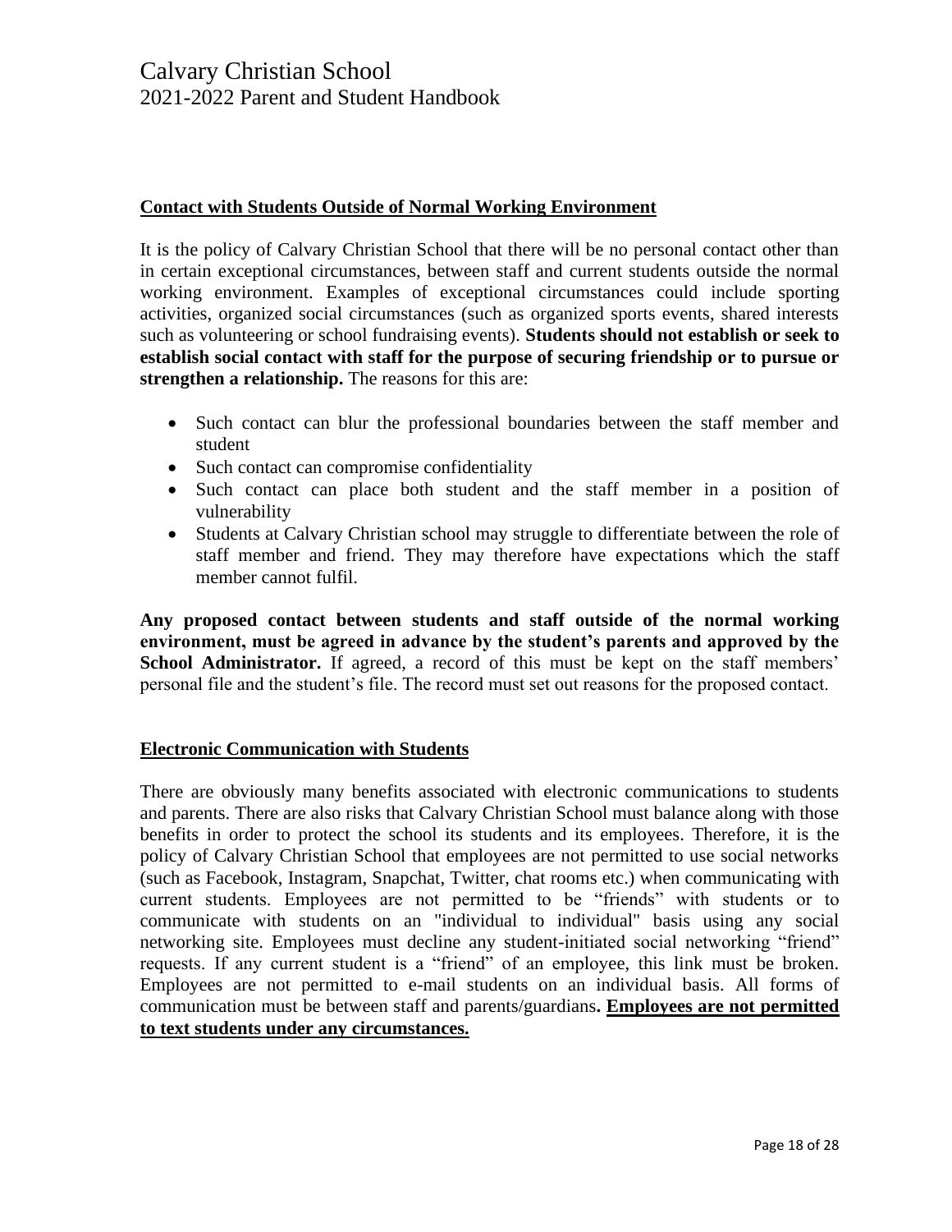## Contact with Students Outside of Normal Working Environment

It is the policy of Calvary Christian School that there will be no personal contact other than in certain exceptional circumstances, between staff and current students outside the normal working environment. Examples of exceptional circumstances could include sporting activities, organized social circumstances (such as organized sports events, shared interests such as volunteering or school fundraising events). **Students should not establish or seek to establish social contact with staff for the purpose of securing friendship or to pursue or strengthen a relationship.** The reasons for this are:

- Such contact can blur the professional boundaries between the staff member and student
- Such contact can compromise confidentiality
- Such contact can place both student and the staff member in a position of vulnerability
- Students at Calvary Christian school may struggle to differentiate between the role of staff member and friend. They may therefore have expectations which the staff member cannot fulfil.

**Any proposed contact between students and staff outside of the normal working environment, must be agreed in advance by the student's parents and approved by the School Administrator.** If agreed, a record of this must be kept on the staff members' personal file and the student's file. The record must set out reasons for the proposed contact.

## Electronic Communication with Students

There are obviously many benefits associated with electronic communications to students and parents. There are also risks that Calvary Christian School must balance along with those benefits in order to protect the school its students and its employees. Therefore, it is the policy of Calvary Christian School that employees are not permitted to use social networks (such as Facebook, Instagram, Snapchat, Twitter, chat rooms etc.) when communicating with current students. Employees are not permitted to be "friends" with students or to communicate with students on an "individual to individual" basis using any social networking site. Employees must decline any student-initiated social networking "friend" requests. If any current student is a "friend" of an employee, this link must be broken. Employees are not permitted to e-mail students on an individual basis. All forms of communication must be between staff and parents/guardians**. Employees are not permitted to text students under any circumstances.**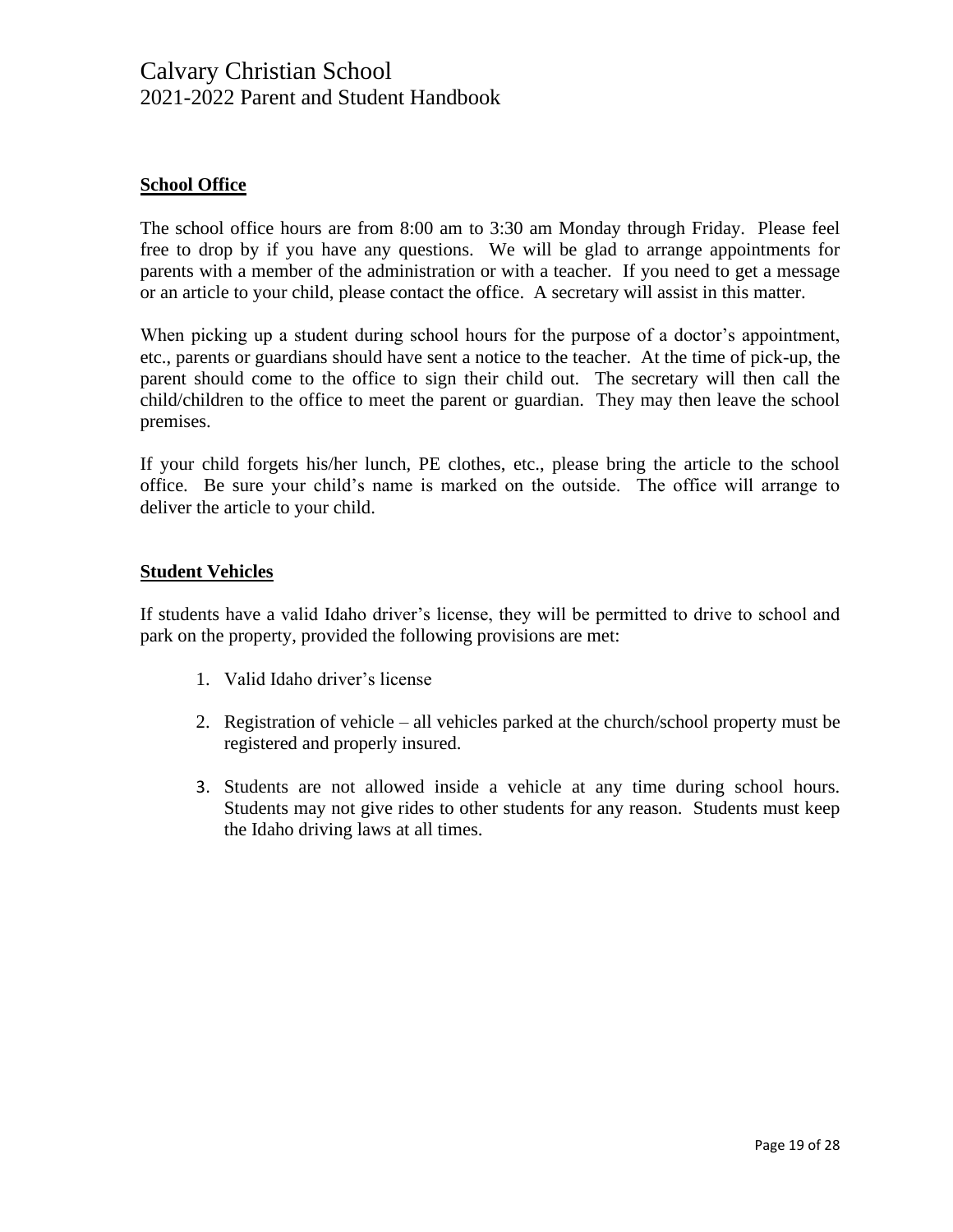## School Office

The school office hours are from 8:00 am to 3:30 am Monday through Friday. Please feel free to drop by if you have any questions. We will be glad to arrange appointments for parents with a member of the administration or with a teacher. If you need to get a message or an article to your child, please contact the office. A secretary will assist in this matter.

When picking up a student during school hours for the purpose of a doctor's appointment, etc., parents or guardians should have sent a notice to the teacher. At the time of pick-up, the parent should come to the office to sign their child out. The secretary will then call the child/children to the office to meet the parent or guardian. They may then leave the school premises.

If your child forgets his/her lunch, PE clothes, etc., please bring the article to the school office. Be sure your child's name is marked on the outside. The office will arrange to deliver the article to your child.

## Student Vehicles

If students have a valid Idaho driver's license, they will be permitted to drive to school and park on the property, provided the following provisions are met:

1. Valid Idaho driver's license
2. Registration of vehicle – all vehicles parked at the church/school property must be registered and properly insured.
3. Students are not allowed inside a vehicle at any time during school hours. Students may not give rides to other students for any reason. Students must keep the Idaho driving laws at all times.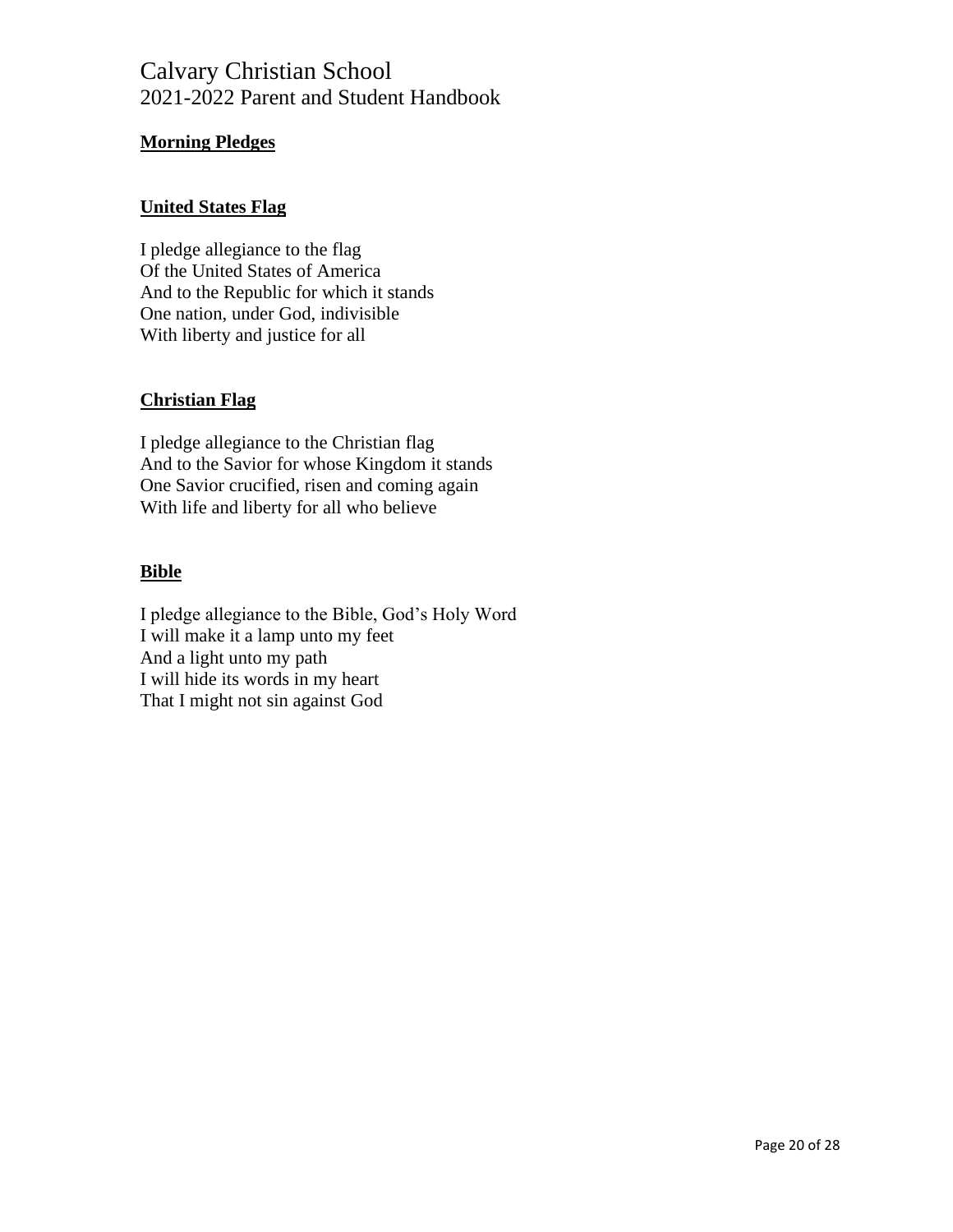## Morning Pledges

### United States Flag

I pledge allegiance to the flag
Of the United States of America
And to the Republic for which it stands
One nation, under God, indivisible
With liberty and justice for all

### Christian Flag

I pledge allegiance to the Christian flag
And to the Savior for whose Kingdom it stands
One Savior crucified, risen and coming again
With life and liberty for all who believe

### Bible

I pledge allegiance to the Bible, God's Holy Word
I will make it a lamp unto my feet
And a light unto my path
I will hide its words in my heart
That I might not sin against God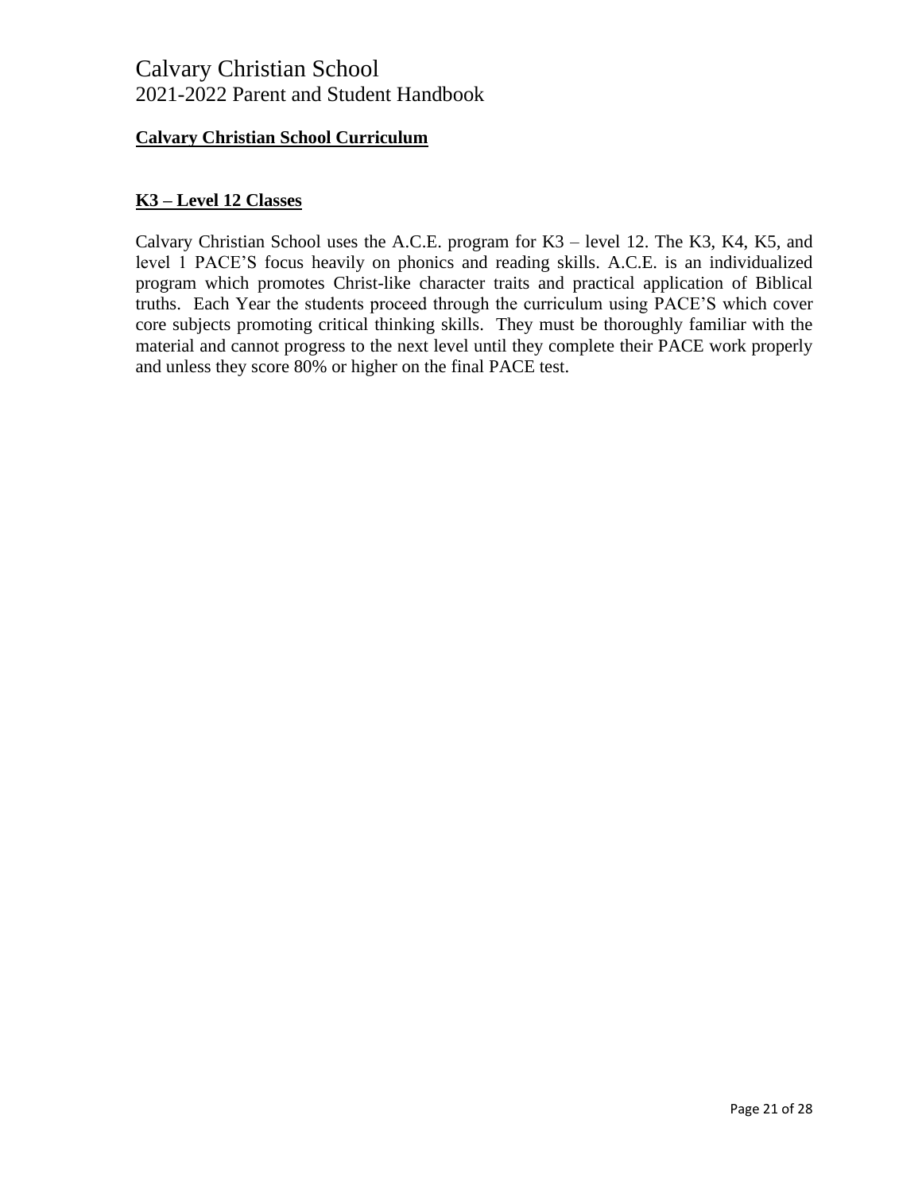## Calvary Christian School Curriculum

### K3 – Level 12 Classes

Calvary Christian School uses the A.C.E. program for K3 – level 12. The K3, K4, K5, and level 1 PACE'S focus heavily on phonics and reading skills. A.C.E. is an individualized program which promotes Christ-like character traits and practical application of Biblical truths. Each Year the students proceed through the curriculum using PACE'S which cover core subjects promoting critical thinking skills. They must be thoroughly familiar with the material and cannot progress to the next level until they complete their PACE work properly and unless they score 80% or higher on the final PACE test.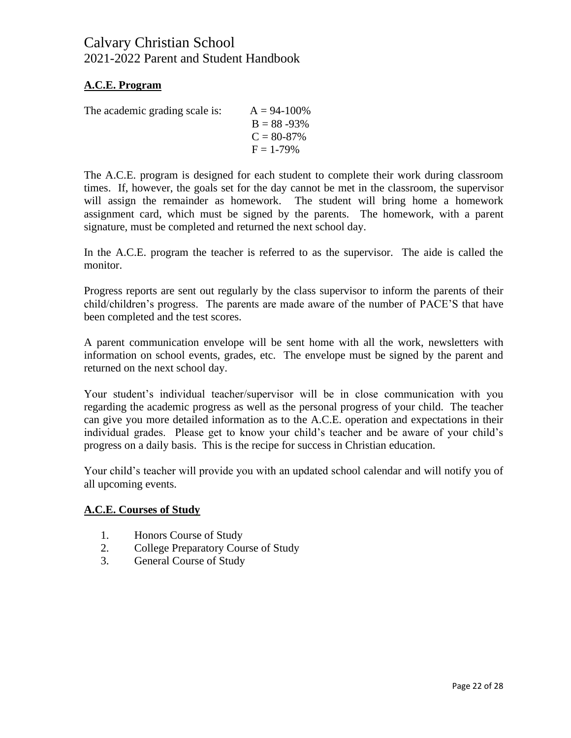## A.C.E. Program

The academic grading scale is:

A = 94-100%
B = 88 -93%
C = 80-87%
F = 1-79%

The A.C.E. program is designed for each student to complete their work during classroom times. If, however, the goals set for the day cannot be met in the classroom, the supervisor will assign the remainder as homework. The student will bring home a homework assignment card, which must be signed by the parents. The homework, with a parent signature, must be completed and returned the next school day.

In the A.C.E. program the teacher is referred to as the supervisor. The aide is called the monitor.

Progress reports are sent out regularly by the class supervisor to inform the parents of their child/children's progress. The parents are made aware of the number of PACE'S that have been completed and the test scores.

A parent communication envelope will be sent home with all the work, newsletters with information on school events, grades, etc. The envelope must be signed by the parent and returned on the next school day.

Your student's individual teacher/supervisor will be in close communication with you regarding the academic progress as well as the personal progress of your child. The teacher can give you more detailed information as to the A.C.E. operation and expectations in their individual grades. Please get to know your child's teacher and be aware of your child's progress on a daily basis. This is the recipe for success in Christian education.

Your child's teacher will provide you with an updated school calendar and will notify you of all upcoming events.

## A.C.E. Courses of Study

1. Honors Course of Study
2. College Preparatory Course of Study
3. General Course of Study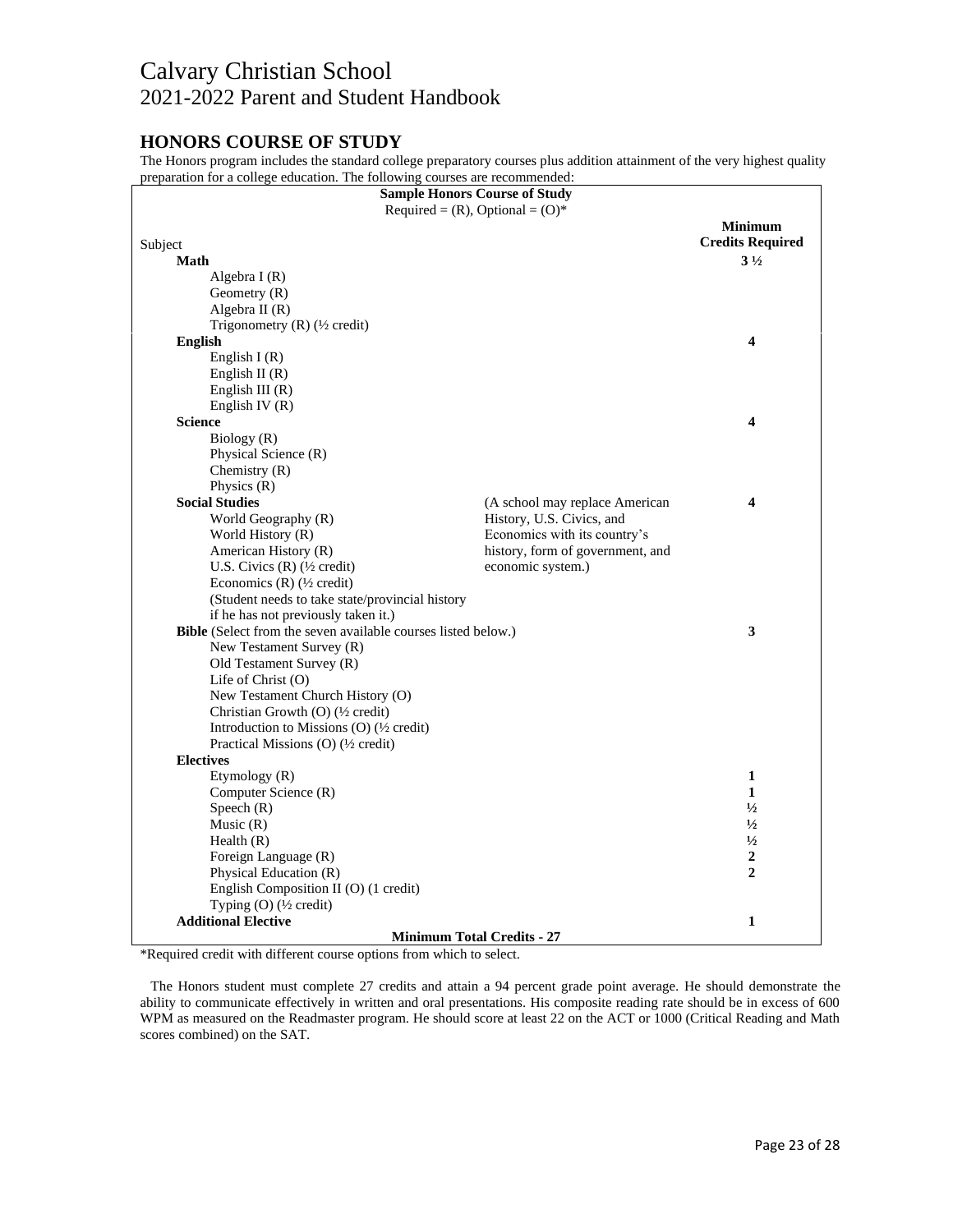## HONORS COURSE OF STUDY

The Honors program includes the standard college preparatory courses plus addition attainment of the very highest quality preparation for a college education. The following courses are recommended:

**Sample Honors Course of Study**
Required = (R), Optional = (O)*

| Subject | | Minimum Credits Required |
|---|---|---|
| **Math** | | **3 ½** |
| Algebra I (R) | | |
| Geometry (R) | | |
| Algebra II (R) | | |
| Trigonometry (R) (½ credit) | | |
| **English** | | **4** |
| English I (R) | | |
| English II (R) | | |
| English III (R) | | |
| English IV (R) | | |
| **Science** | | **4** |
| Biology (R) | | |
| Physical Science (R) | | |
| Chemistry (R) | | |
| Physics (R) | | |
| **Social Studies** | (A school may replace American History, U.S. Civics, and Economics with its country's history, form of government, and economic system.) | **4** |
| World Geography (R) | | |
| World History (R) | | |
| American History (R) | | |
| U.S. Civics (R) (½ credit) | | |
| Economics (R) (½ credit) | | |
| (Student needs to take state/provincial history if he has not previously taken it.) | | |
| **Bible** (Select from the seven available courses listed below.) | | **3** |
| New Testament Survey (R) | | |
| Old Testament Survey (R) | | |
| Life of Christ (O) | | |
| New Testament Church History (O) | | |
| Christian Growth (O) (½ credit) | | |
| Introduction to Missions (O) (½ credit) | | |
| Practical Missions (O) (½ credit) | | |
| **Electives** | | |
| Etymology (R) | | **1** |
| Computer Science (R) | | **1** |
| Speech (R) | | **½** |
| Music (R) | | **½** |
| Health (R) | | **½** |
| Foreign Language (R) | | **2** |
| Physical Education (R) | | **2** |
| English Composition II (O) (1 credit) | | |
| Typing (O) (½ credit) | | |
| **Additional Elective** | | **1** |
| **Minimum Total Credits - 27** | | |

*Required credit with different course options from which to select.

The Honors student must complete 27 credits and attain a 94 percent grade point average. He should demonstrate the ability to communicate effectively in written and oral presentations. His composite reading rate should be in excess of 600 WPM as measured on the Readmaster program. He should score at least 22 on the ACT or 1000 (Critical Reading and Math scores combined) on the SAT.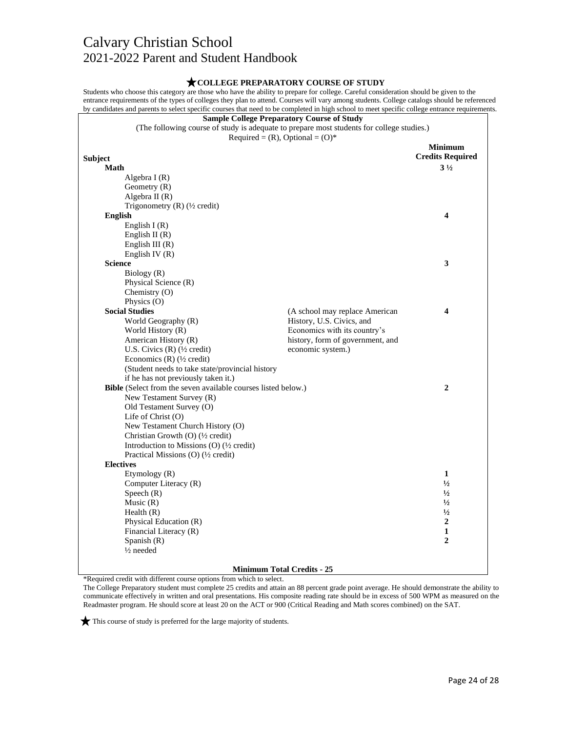## ★COLLEGE PREPARATORY COURSE OF STUDY

Students who choose this category are those who have the ability to prepare for college. Careful consideration should be given to the entrance requirements of the types of colleges they plan to attend. Courses will vary among students. College catalogs should be referenced by candidates and parents to select specific courses that need to be completed in high school to meet specific college entrance requirements.

**Sample College Preparatory Course of Study**

(The following course of study is adequate to prepare most students for college studies.)

Required = (R), Optional = (O)*

| Subject | | Minimum Credits Required |
|---|---|---|
| **Math** | | **3 ½** |
| Algebra I (R) | | |
| Geometry (R) | | |
| Algebra II (R) | | |
| Trigonometry (R) (½ credit) | | |
| **English** | | **4** |
| English I (R) | | |
| English II (R) | | |
| English III (R) | | |
| English IV (R) | | |
| **Science** | | **3** |
| Biology (R) | | |
| Physical Science (R) | | |
| Chemistry (O) | | |
| Physics (O) | | |
| **Social Studies** | (A school may replace American History, U.S. Civics, and Economics with its country's history, form of government, and economic system.) | **4** |
| World Geography (R) | | |
| World History (R) | | |
| American History (R) | | |
| U.S. Civics (R) (½ credit) | | |
| Economics (R) (½ credit) | | |
| (Student needs to take state/provincial history if he has not previously taken it.) | | |
| **Bible** (Select from the seven available courses listed below.) | | **2** |
| New Testament Survey (R) | | |
| Old Testament Survey (O) | | |
| Life of Christ (O) | | |
| New Testament Church History (O) | | |
| Christian Growth (O) (½ credit) | | |
| Introduction to Missions (O) (½ credit) | | |
| Practical Missions (O) (½ credit) | | |
| **Electives** | | |
| Etymology (R) | | **1** |
| Computer Literacy (R) | | **½** |
| Speech (R) | | **½** |
| Music (R) | | **½** |
| Health (R) | | **½** |
| Physical Education (R) | | **2** |
| Financial Literacy (R) | | **1** |
| Spanish (R) | | **2** |
| ½ needed | | |

**Minimum Total Credits - 25**

*Required credit with different course options from which to select.

The College Preparatory student must complete 25 credits and attain an 88 percent grade point average. He should demonstrate the ability to communicate effectively in written and oral presentations. His composite reading rate should be in excess of 500 WPM as measured on the Readmaster program. He should score at least 20 on the ACT or 900 (Critical Reading and Math scores combined) on the SAT.

★ This course of study is preferred for the large majority of students.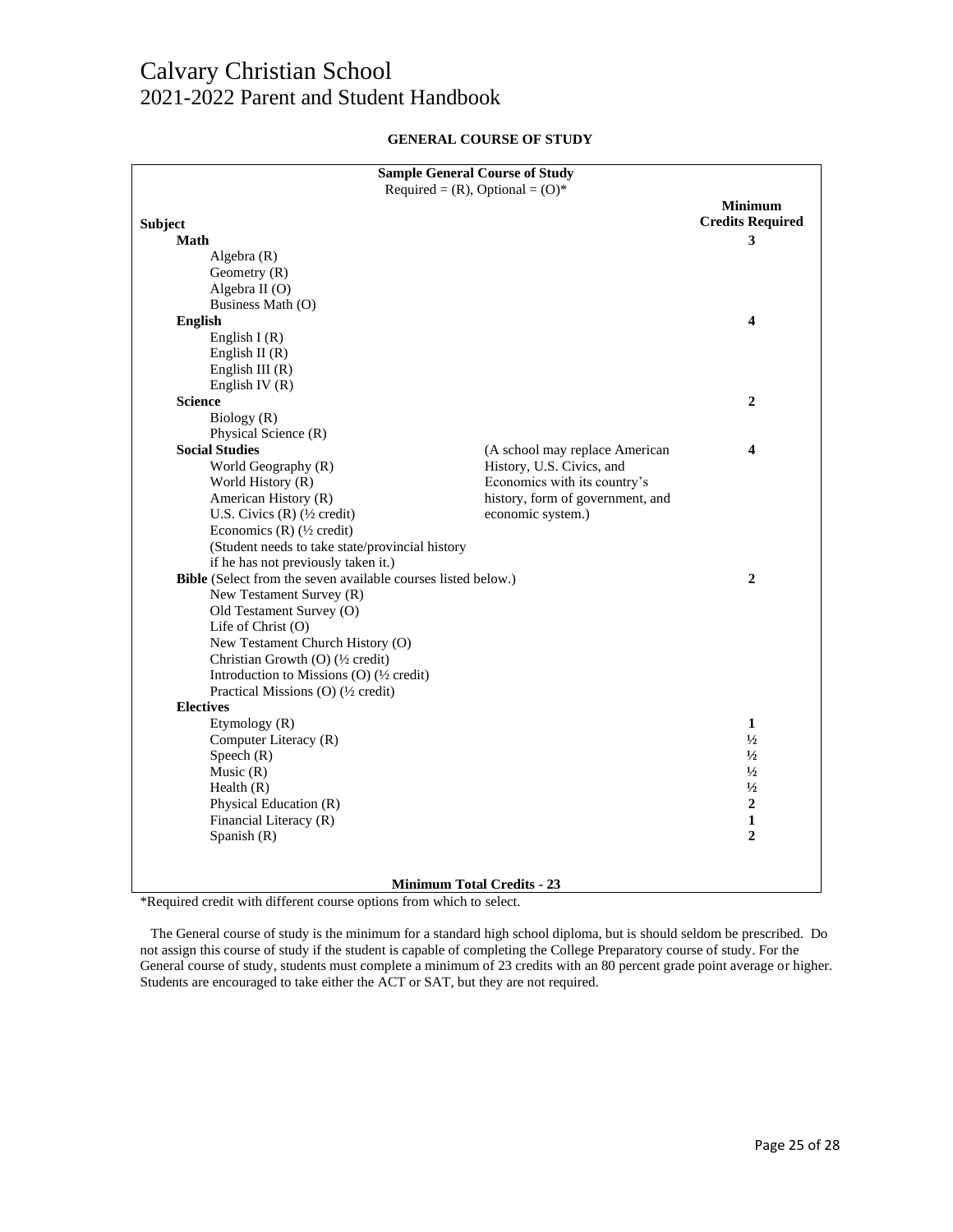# Calvary Christian School
## 2021-2022 Parent and Student Handbook

**GENERAL COURSE OF STUDY**

| **Sample General Course of Study**<br>Required = (R), Optional = (O)* | | **Minimum Credits Required** |
|---|---|---|
| **Subject** | | |
| **Math** | | **3** |
| Algebra (R) | | |
| Geometry (R) | | |
| Algebra II (O) | | |
| Business Math (O) | | |
| **English** | | **4** |
| English I (R) | | |
| English II (R) | | |
| English III (R) | | |
| English IV (R) | | |
| **Science** | | **2** |
| Biology (R) | | |
| Physical Science (R) | | |
| **Social Studies** | (A school may replace American History, U.S. Civics, and Economics with its country's history, form of government, and economic system.) | **4** |
| World Geography (R) | | |
| World History (R) | | |
| American History (R) | | |
| U.S. Civics (R) (½ credit) | | |
| Economics (R) (½ credit) | | |
| (Student needs to take state/provincial history if he has not previously taken it.) | | |
| **Bible** (Select from the seven available courses listed below.) | | **2** |
| New Testament Survey (R) | | |
| Old Testament Survey (O) | | |
| Life of Christ (O) | | |
| New Testament Church History (O) | | |
| Christian Growth (O) (½ credit) | | |
| Introduction to Missions (O) (½ credit) | | |
| Practical Missions (O) (½ credit) | | |
| **Electives** | | |
| Etymology (R) | | **1** |
| Computer Literacy (R) | | **½** |
| Speech (R) | | **½** |
| Music (R) | | **½** |
| Health (R) | | **½** |
| Physical Education (R) | | **2** |
| Financial Literacy (R) | | **1** |
| Spanish (R) | | **2** |
| **Minimum Total Credits - 23** | | |

*Required credit with different course options from which to select.

The General course of study is the minimum for a standard high school diploma, but is should seldom be prescribed. Do not assign this course of study if the student is capable of completing the College Preparatory course of study. For the General course of study, students must complete a minimum of 23 credits with an 80 percent grade point average or higher. Students are encouraged to take either the ACT or SAT, but they are not required.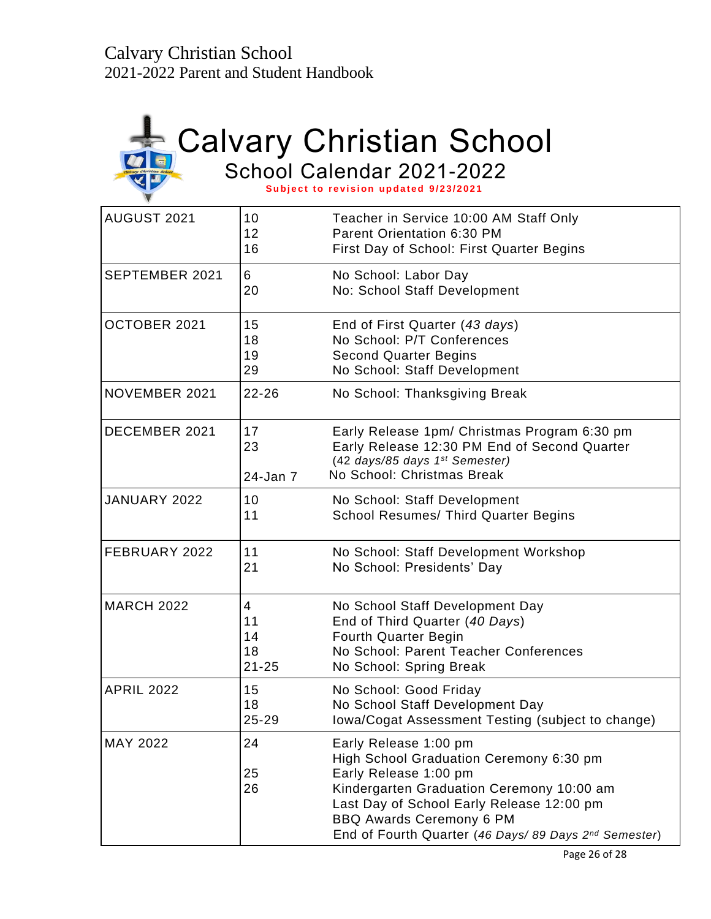# Calvary Christian School

## School Calendar 2021-2022

**Subject to revision updated 9/23/2021**

| Month | Date | Event |
|---|---|---|
| AUGUST 2021 | 10<br>12<br>16 | Teacher in Service 10:00 AM Staff Only<br>Parent Orientation 6:30 PM<br>First Day of School: First Quarter Begins |
| SEPTEMBER 2021 | 6<br>20 | No School: Labor Day<br>No: School Staff Development |
| OCTOBER 2021 | 15<br>18<br>19<br>29 | End of First Quarter (*43 days*)<br>No School: P/T Conferences<br>Second Quarter Begins<br>No School: Staff Development |
| NOVEMBER 2021 | 22-26 | No School: Thanksgiving Break |
| DECEMBER 2021 | 17<br>23<br><br>24-Jan 7 | Early Release 1pm/ Christmas Program 6:30 pm<br>Early Release 12:30 PM End of Second Quarter<br>*(42 days/85 days 1st Semester)*<br>No School: Christmas Break |
| JANUARY 2022 | 10<br>11 | No School: Staff Development<br>School Resumes/ Third Quarter Begins |
| FEBRUARY 2022 | 11<br>21 | No School: Staff Development Workshop<br>No School: Presidents' Day |
| MARCH 2022 | 4<br>11<br>14<br>18<br>21-25 | No School Staff Development Day<br>End of Third Quarter (*40 Days*)<br>Fourth Quarter Begin<br>No School: Parent Teacher Conferences<br>No School: Spring Break |
| APRIL 2022 | 15<br>18<br>25-29 | No School: Good Friday<br>No School Staff Development Day<br>Iowa/Cogat Assessment Testing (subject to change) |
| MAY 2022 | 24<br><br>25<br>26 | Early Release 1:00 pm<br>High School Graduation Ceremony 6:30 pm<br>Early Release 1:00 pm<br>Kindergarten Graduation Ceremony 10:00 am<br>Last Day of School Early Release 12:00 pm<br>BBQ Awards Ceremony 6 PM<br>End of Fourth Quarter (*46 Days/ 89 Days 2nd Semester*) |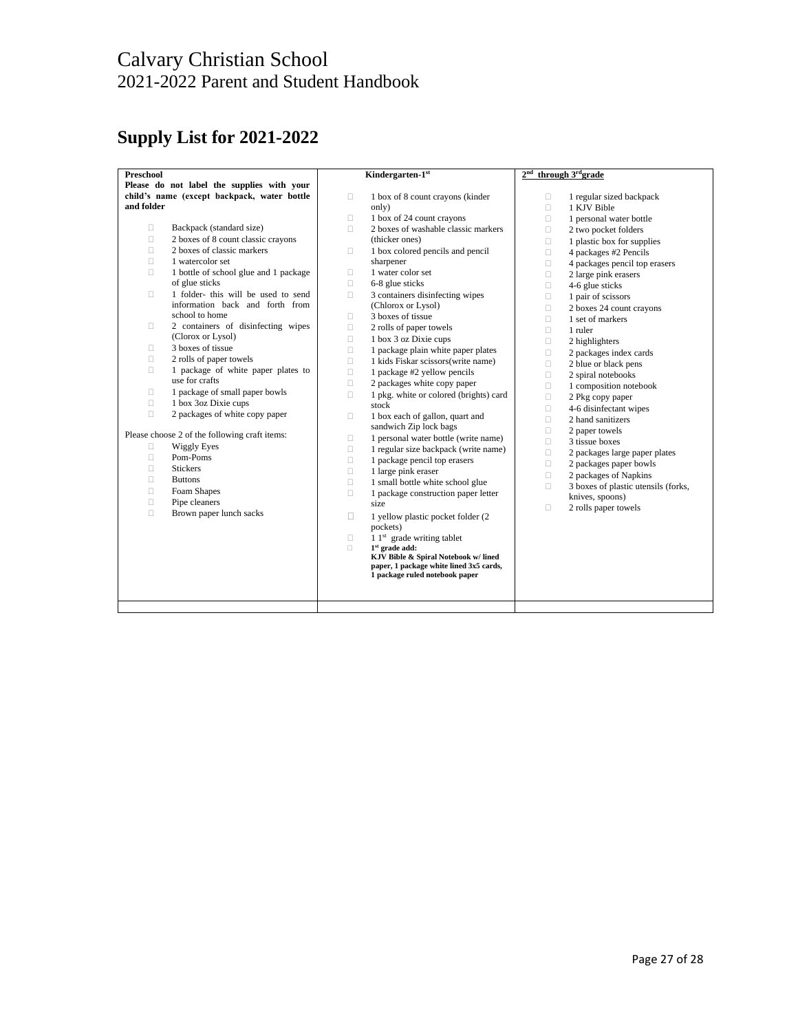# Supply List for 2021-2022

| Preschool | Kindergarten-1st | 2nd through 3rd grade |
|---|---|---|
| **Please do not label the supplies with your child's name (except backpack, water bottle and folder**<br><br>- Backpack (standard size)<br>- 2 boxes of 8 count classic crayons<br>- 2 boxes of classic markers<br>- 1 watercolor set<br>- 1 bottle of school glue and 1 package of glue sticks<br>- 1 folder- this will be used to send information back and forth from school to home<br>- 2 containers of disinfecting wipes (Clorox or Lysol)<br>- 3 boxes of tissue<br>- 2 rolls of paper towels<br>- 1 package of white paper plates to use for crafts<br>- 1 package of small paper bowls<br>- 1 box 3oz Dixie cups<br>- 2 packages of white copy paper<br><br>Please choose 2 of the following craft items:<br>- Wiggly Eyes<br>- Pom-Poms<br>- Stickers<br>- Buttons<br>- Foam Shapes<br>- Pipe cleaners<br>- Brown paper lunch sacks | - 1 box of 8 count crayons (kinder only)<br>- 1 box of 24 count crayons<br>- 2 boxes of washable classic markers (thicker ones)<br>- 1 box colored pencils and pencil sharpener<br>- 1 water color set<br>- 6-8 glue sticks<br>- 3 containers disinfecting wipes (Chlorox or Lysol)<br>- 3 boxes of tissue<br>- 2 rolls of paper towels<br>- 1 box 3 oz Dixie cups<br>- 1 package plain white paper plates<br>- 1 kids Fiskar scissors(write name)<br>- 1 package #2 yellow pencils<br>- 2 packages white copy paper<br>- 1 pkg. white or colored (brights) card stock<br>- 1 box each of gallon, quart and sandwich Zip lock bags<br>- 1 personal water bottle (write name)<br>- 1 regular size backpack (write name)<br>- 1 package pencil top erasers<br>- 1 large pink eraser<br>- 1 small bottle white school glue<br>- 1 package construction paper letter size<br>- 1 yellow plastic pocket folder (2 pockets)<br>- 1 1st grade writing tablet<br>- **1st grade add: KJV Bible & Spiral Notebook w/ lined paper, 1 package white lined 3x5 cards, 1 package ruled notebook paper** | - 1 regular sized backpack<br>- 1 KJV Bible<br>- 1 personal water bottle<br>- 2 two pocket folders<br>- 1 plastic box for supplies<br>- 4 packages #2 Pencils<br>- 4 packages pencil top erasers<br>- 2 large pink erasers<br>- 4-6 glue sticks<br>- 1 pair of scissors<br>- 2 boxes 24 count crayons<br>- 1 set of markers<br>- 1 ruler<br>- 2 highlighters<br>- 2 packages index cards<br>- 2 blue or black pens<br>- 2 spiral notebooks<br>- 1 composition notebook<br>- 2 Pkg copy paper<br>- 4-6 disinfectant wipes<br>- 2 hand sanitizers<br>- 2 paper towels<br>- 3 tissue boxes<br>- 2 packages large paper plates<br>- 2 packages paper bowls<br>- 2 packages of Napkins<br>- 3 boxes of plastic utensils (forks, knives, spoons)<br>- 2 rolls paper towels |
| | | |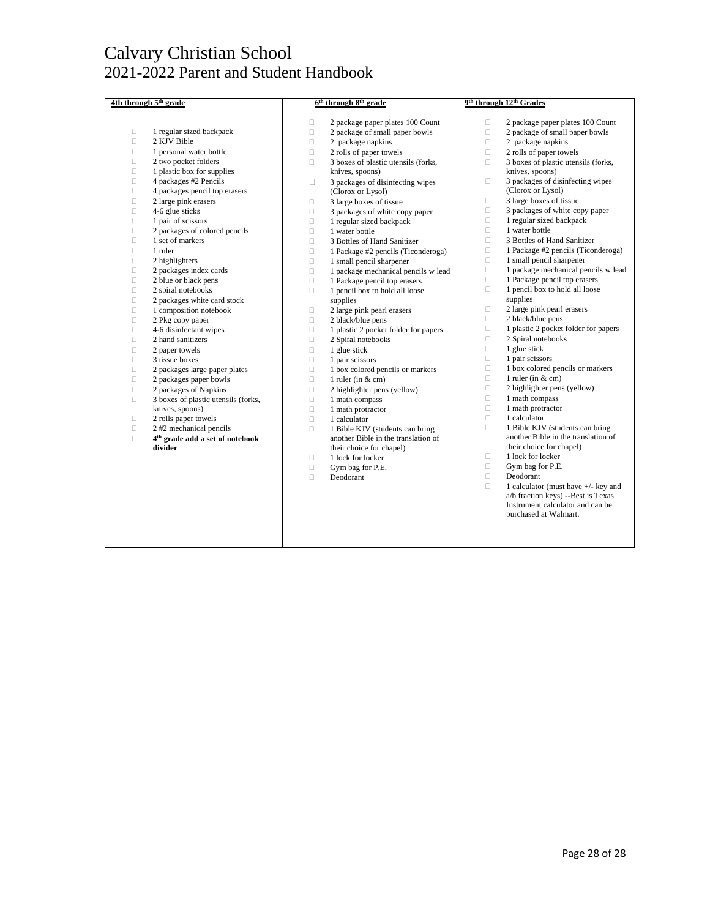**4th through 5th grade**

- 1 regular sized backpack
- 2 KJV Bible
- 1 personal water bottle
- 2 two pocket folders
- 1 plastic box for supplies
- 4 packages #2 Pencils
- 4 packages pencil top erasers
- 2 large pink erasers
- 4-6 glue sticks
- 1 pair of scissors
- 2 packages of colored pencils
- 1 set of markers
- 1 ruler
- 2 highlighters
- 2 packages index cards
- 2 blue or black pens
- 2 spiral notebooks
- 2 packages white card stock
- 1 composition notebook
- 2 Pkg copy paper
- 4-6 disinfectant wipes
- 2 hand sanitizers
- 2 paper towels
- 3 tissue boxes
- 2 packages large paper plates
- 2 packages paper bowls
- 2 packages of Napkins
- 3 boxes of plastic utensils (forks, knives, spoons)
- 2 rolls paper towels
- 2 #2 mechanical pencils
- **4th grade add a set of notebook divider**

**6th through 8th grade**

- 2 package paper plates 100 Count
- 2 package of small paper bowls
- 2 package napkins
- 2 rolls of paper towels
- 3 boxes of plastic utensils (forks, knives, spoons)
- 3 packages of disinfecting wipes (Clorox or Lysol)
- 3 large boxes of tissue
- 3 packages of white copy paper
- 1 regular sized backpack
- 1 water bottle
- 3 Bottles of Hand Sanitizer
- 1 Package #2 pencils (Ticonderoga)
- 1 small pencil sharpener
- 1 package mechanical pencils w lead
- 1 Package pencil top erasers
- 1 pencil box to hold all loose supplies
- 2 large pink pearl erasers
- 2 black/blue pens
- 1 plastic 2 pocket folder for papers
- 2 Spiral notebooks
- 1 glue stick
- 1 pair scissors
- 1 box colored pencils or markers
- 1 ruler (in & cm)
- 2 highlighter pens (yellow)
- 1 math compass
- 1 math protractor
- 1 calculator
- 1 Bible KJV (students can bring another Bible in the translation of their choice for chapel)
- 1 lock for locker
- Gym bag for P.E.
- Deodorant

**9th through 12th Grades**

- 2 package paper plates 100 Count
- 2 package of small paper bowls
- 2 package napkins
- 2 rolls of paper towels
- 3 boxes of plastic utensils (forks, knives, spoons)
- 3 packages of disinfecting wipes (Clorox or Lysol)
- 3 large boxes of tissue
- 3 packages of white copy paper
- 1 regular sized backpack
- 1 water bottle
- 3 Bottles of Hand Sanitizer
- 1 Package #2 pencils (Ticonderoga)
- 1 small pencil sharpener
- 1 package mechanical pencils w lead
- 1 Package pencil top erasers
- 1 pencil box to hold all loose supplies
- 2 large pink pearl erasers
- 2 black/blue pens
- 1 plastic 2 pocket folder for papers
- 2 Spiral notebooks
- 1 glue stick
- 1 pair scissors
- 1 box colored pencils or markers
- 1 ruler (in & cm)
- 2 highlighter pens (yellow)
- 1 math compass
- 1 math protractor
- 1 calculator
- 1 Bible KJV (students can bring another Bible in the translation of their choice for chapel)
- 1 lock for locker
- Gym bag for P.E.
- Deodorant
- 1 calculator (must have +/- key and a/b fraction keys) --Best is Texas Instrument calculator and can be purchased at Walmart.